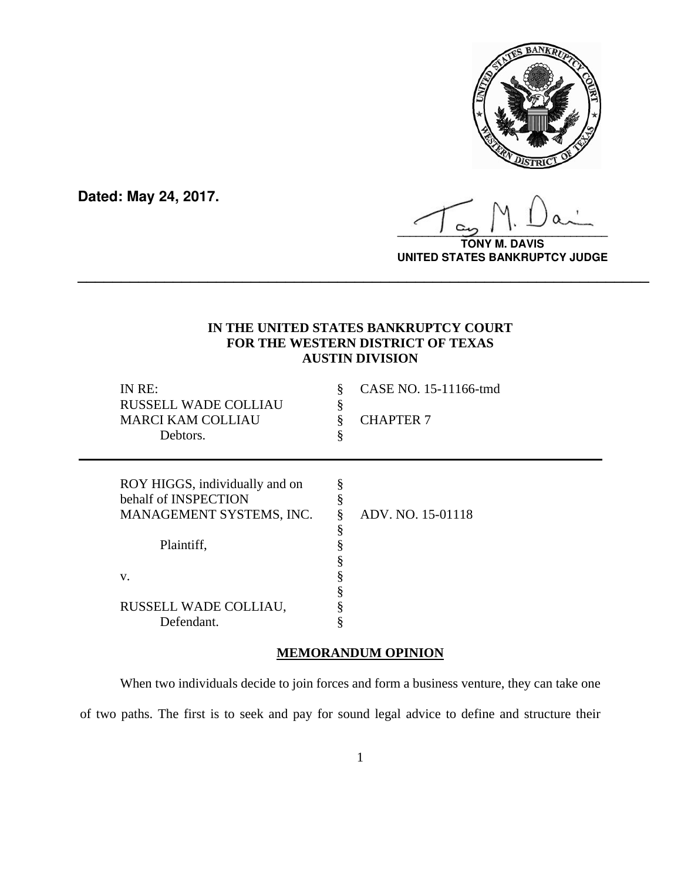**Dated: May 24, 2017.**

**TONY M. DAVIS**
**UNITED STATES BANKRUPTCY JUDGE**

---

**IN THE UNITED STATES BANKRUPTCY COURT**
**FOR THE WESTERN DISTRICT OF TEXAS**
**AUSTIN DIVISION**

| | | |
|---|---|---|
| IN RE: | § | CASE NO. 15-11166-tmd |
| RUSSELL WADE COLLIAU | § | |
| MARCI KAM COLLIAU | § | CHAPTER 7 |
| Debtors. | § | |

---

| | | |
|---|---|---|
| ROY HIGGS, individually and on | § | |
| behalf of INSPECTION | § | |
| MANAGEMENT SYSTEMS, INC. | § | ADV. NO. 15-01118 |
| | § | |
| Plaintiff, | § | |
| | § | |
| v. | § | |
| | § | |
| RUSSELL WADE COLLIAU, | § | |
| Defendant. | § | |

## MEMORANDUM OPINION

When two individuals decide to join forces and form a business venture, they can take one of two paths. The first is to seek and pay for sound legal advice to define and structure their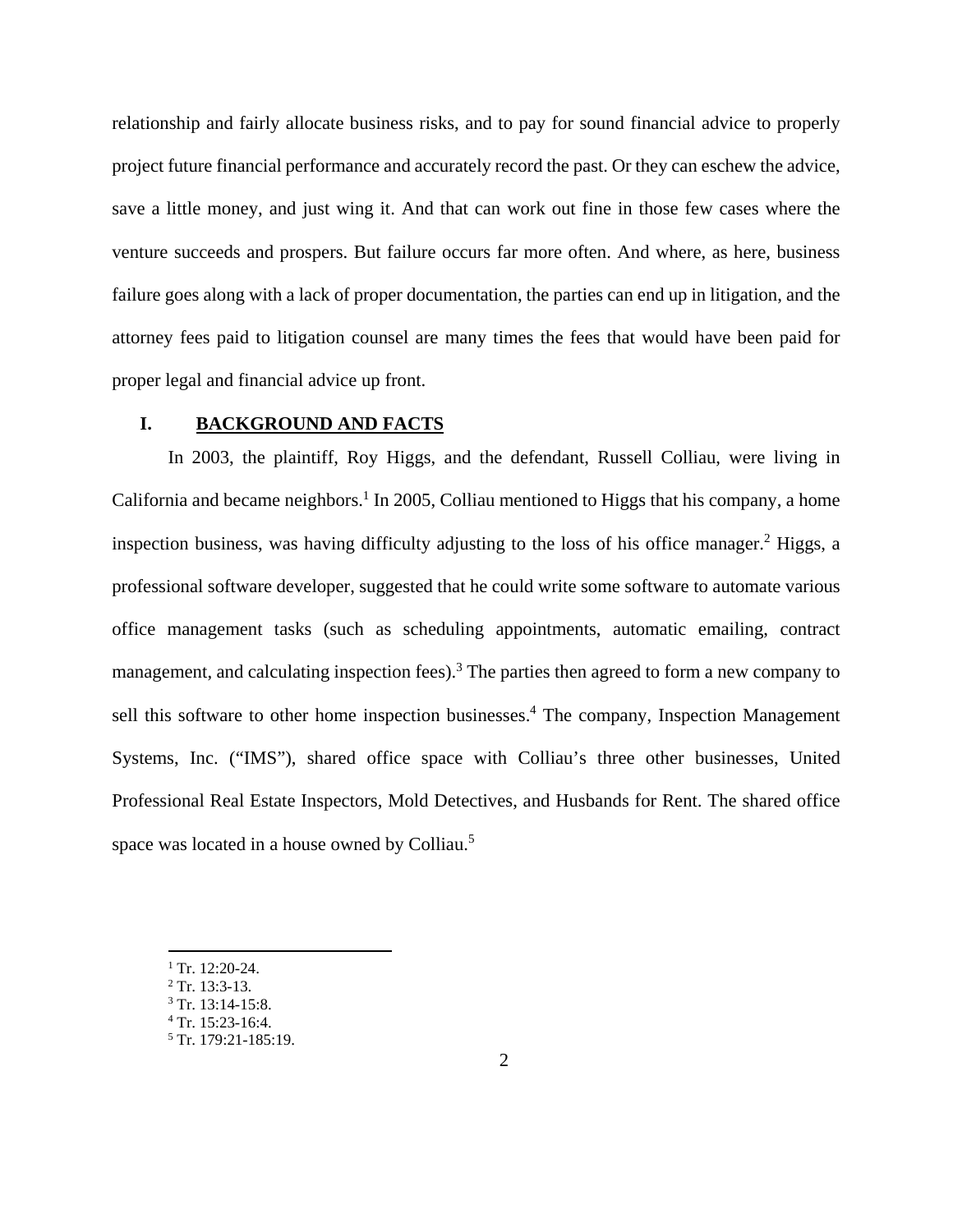relationship and fairly allocate business risks, and to pay for sound financial advice to properly project future financial performance and accurately record the past. Or they can eschew the advice, save a little money, and just wing it. And that can work out fine in those few cases where the venture succeeds and prospers. But failure occurs far more often. And where, as here, business failure goes along with a lack of proper documentation, the parties can end up in litigation, and the attorney fees paid to litigation counsel are many times the fees that would have been paid for proper legal and financial advice up front.

## I. BACKGROUND AND FACTS

In 2003, the plaintiff, Roy Higgs, and the defendant, Russell Colliau, were living in California and became neighbors.[1] In 2005, Colliau mentioned to Higgs that his company, a home inspection business, was having difficulty adjusting to the loss of his office manager.[2] Higgs, a professional software developer, suggested that he could write some software to automate various office management tasks (such as scheduling appointments, automatic emailing, contract management, and calculating inspection fees).[3] The parties then agreed to form a new company to sell this software to other home inspection businesses.[4] The company, Inspection Management Systems, Inc. ("IMS"), shared office space with Colliau's three other businesses, United Professional Real Estate Inspectors, Mold Detectives, and Husbands for Rent. The shared office space was located in a house owned by Colliau.[5]

---

[1] Tr. 12:20-24.
[2] Tr. 13:3-13.
[3] Tr. 13:14-15:8.
[4] Tr. 15:23-16:4.
[5] Tr. 179:21-185:19.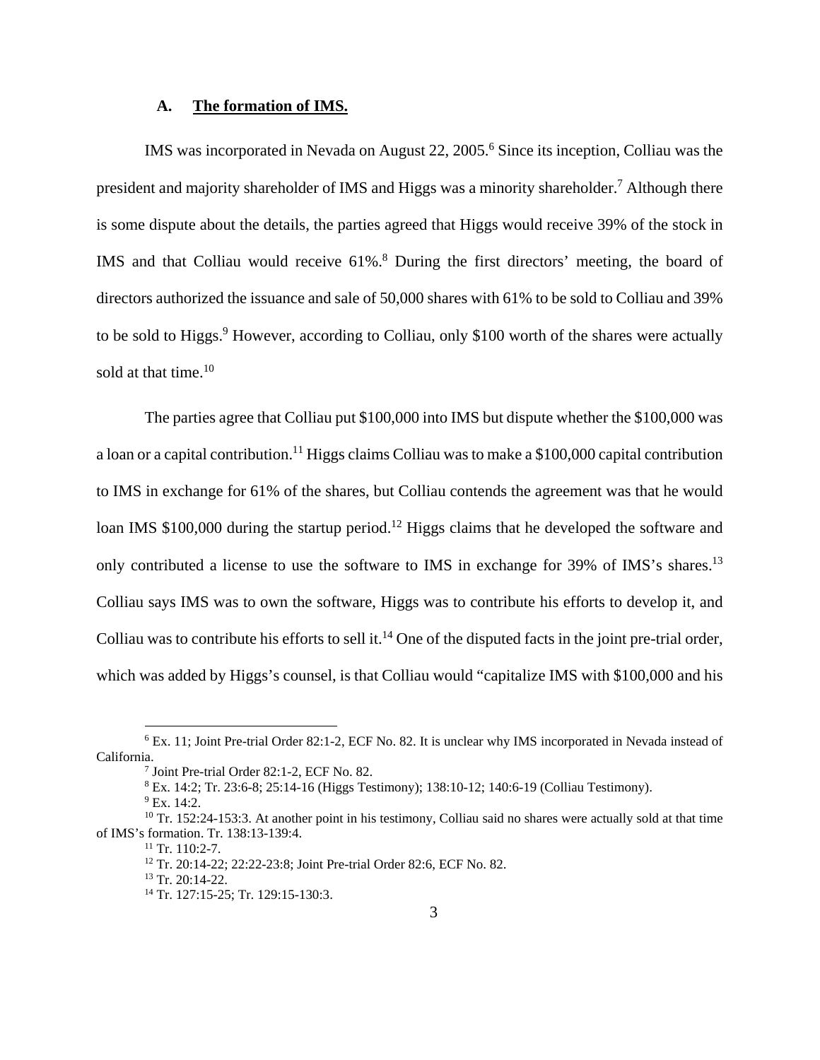### A. <u>The formation of IMS.</u>

IMS was incorporated in Nevada on August 22, 2005.[6] Since its inception, Colliau was the president and majority shareholder of IMS and Higgs was a minority shareholder.[7] Although there is some dispute about the details, the parties agreed that Higgs would receive 39% of the stock in IMS and that Colliau would receive 61%.[8] During the first directors' meeting, the board of directors authorized the issuance and sale of 50,000 shares with 61% to be sold to Colliau and 39% to be sold to Higgs.[9] However, according to Colliau, only $100 worth of the shares were actually sold at that time.[10]

The parties agree that Colliau put $100,000 into IMS but dispute whether the $100,000 was a loan or a capital contribution.[11] Higgs claims Colliau was to make a $100,000 capital contribution to IMS in exchange for 61% of the shares, but Colliau contends the agreement was that he would loan IMS $100,000 during the startup period.[12] Higgs claims that he developed the software and only contributed a license to use the software to IMS in exchange for 39% of IMS's shares.[13] Colliau says IMS was to own the software, Higgs was to contribute his efforts to develop it, and Colliau was to contribute his efforts to sell it.[14] One of the disputed facts in the joint pre-trial order, which was added by Higgs's counsel, is that Colliau would "capitalize IMS with $100,000 and his

---

[6] Ex. 11; Joint Pre-trial Order 82:1-2, ECF No. 82. It is unclear why IMS incorporated in Nevada instead of California.

[7] Joint Pre-trial Order 82:1-2, ECF No. 82.

[8] Ex. 14:2; Tr. 23:6-8; 25:14-16 (Higgs Testimony); 138:10-12; 140:6-19 (Colliau Testimony).

[9] Ex. 14:2.

[10] Tr. 152:24-153:3. At another point in his testimony, Colliau said no shares were actually sold at that time of IMS's formation. Tr. 138:13-139:4.

[11] Tr. 110:2-7.

[12] Tr. 20:14-22; 22:22-23:8; Joint Pre-trial Order 82:6, ECF No. 82.

[13] Tr. 20:14-22.

[14] Tr. 127:15-25; Tr. 129:15-130:3.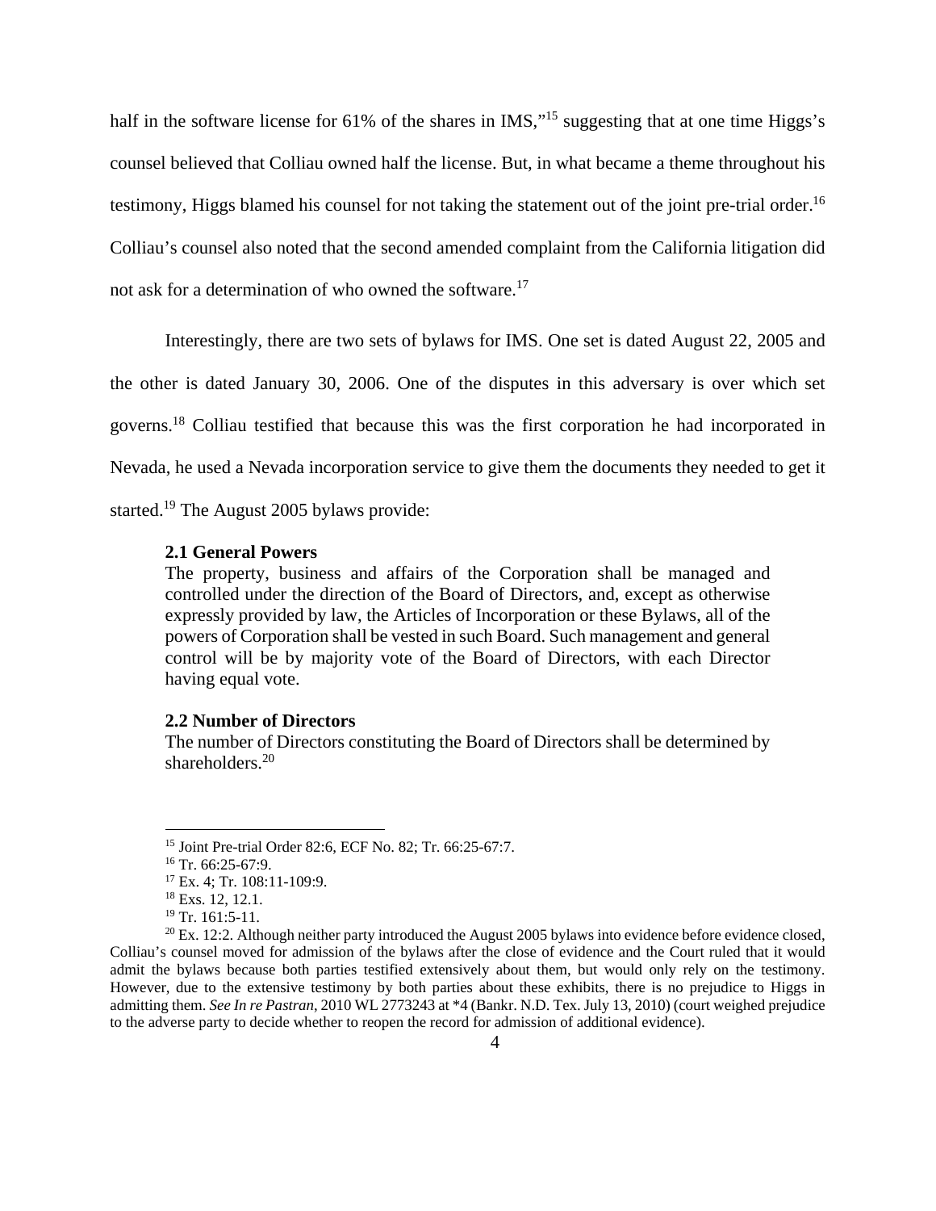half in the software license for 61% of the shares in IMS,"[15] suggesting that at one time Higgs's counsel believed that Colliau owned half the license. But, in what became a theme throughout his testimony, Higgs blamed his counsel for not taking the statement out of the joint pre-trial order.[16] Colliau's counsel also noted that the second amended complaint from the California litigation did not ask for a determination of who owned the software.[17]

Interestingly, there are two sets of bylaws for IMS. One set is dated August 22, 2005 and the other is dated January 30, 2006. One of the disputes in this adversary is over which set governs.[18] Colliau testified that because this was the first corporation he had incorporated in Nevada, he used a Nevada incorporation service to give them the documents they needed to get it started.[19] The August 2005 bylaws provide:

> **2.1 General Powers**
> The property, business and affairs of the Corporation shall be managed and controlled under the direction of the Board of Directors, and, except as otherwise expressly provided by law, the Articles of Incorporation or these Bylaws, all of the powers of Corporation shall be vested in such Board. Such management and general control will be by majority vote of the Board of Directors, with each Director having equal vote.
>
> **2.2 Number of Directors**
> The number of Directors constituting the Board of Directors shall be determined by shareholders.[20]

---

[15] Joint Pre-trial Order 82:6, ECF No. 82; Tr. 66:25-67:7.

[16] Tr. 66:25-67:9.

[17] Ex. 4; Tr. 108:11-109:9.

[18] Exs. 12, 12.1.

[19] Tr. 161:5-11.

[20] Ex. 12:2. Although neither party introduced the August 2005 bylaws into evidence before evidence closed, Colliau's counsel moved for admission of the bylaws after the close of evidence and the Court ruled that it would admit the bylaws because both parties testified extensively about them, but would only rely on the testimony. However, due to the extensive testimony by both parties about these exhibits, there is no prejudice to Higgs in admitting them. *See In re Pastran*, 2010 WL 2773243 at *4 (Bankr. N.D. Tex. July 13, 2010) (court weighed prejudice to the adverse party to decide whether to reopen the record for admission of additional evidence).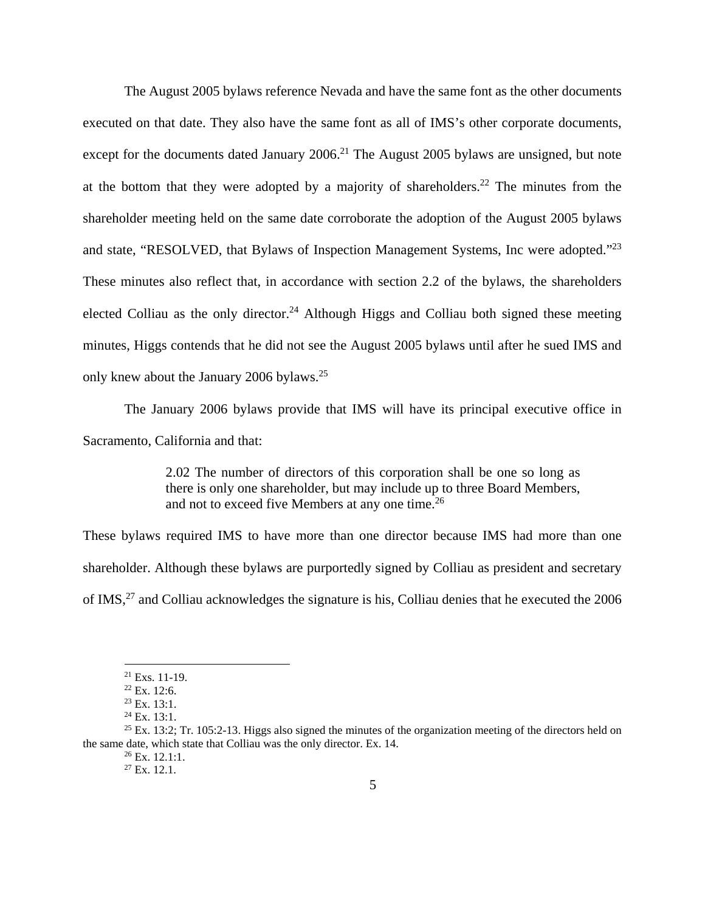The August 2005 bylaws reference Nevada and have the same font as the other documents executed on that date. They also have the same font as all of IMS's other corporate documents, except for the documents dated January 2006.[21] The August 2005 bylaws are unsigned, but note at the bottom that they were adopted by a majority of shareholders.[22] The minutes from the shareholder meeting held on the same date corroborate the adoption of the August 2005 bylaws and state, "RESOLVED, that Bylaws of Inspection Management Systems, Inc were adopted."[23] These minutes also reflect that, in accordance with section 2.2 of the bylaws, the shareholders elected Colliau as the only director.[24] Although Higgs and Colliau both signed these meeting minutes, Higgs contends that he did not see the August 2005 bylaws until after he sued IMS and only knew about the January 2006 bylaws.[25]

The January 2006 bylaws provide that IMS will have its principal executive office in Sacramento, California and that:

> 2.02 The number of directors of this corporation shall be one so long as there is only one shareholder, but may include up to three Board Members, and not to exceed five Members at any one time.[26]

These bylaws required IMS to have more than one director because IMS had more than one shareholder. Although these bylaws are purportedly signed by Colliau as president and secretary of IMS,[27] and Colliau acknowledges the signature is his, Colliau denies that he executed the 2006

---

[21] Exs. 11-19.

[22] Ex. 12:6.

[23] Ex. 13:1.

[24] Ex. 13:1.

[25] Ex. 13:2; Tr. 105:2-13. Higgs also signed the minutes of the organization meeting of the directors held on the same date, which state that Colliau was the only director. Ex. 14.

[26] Ex. 12.1:1.

[27] Ex. 12.1.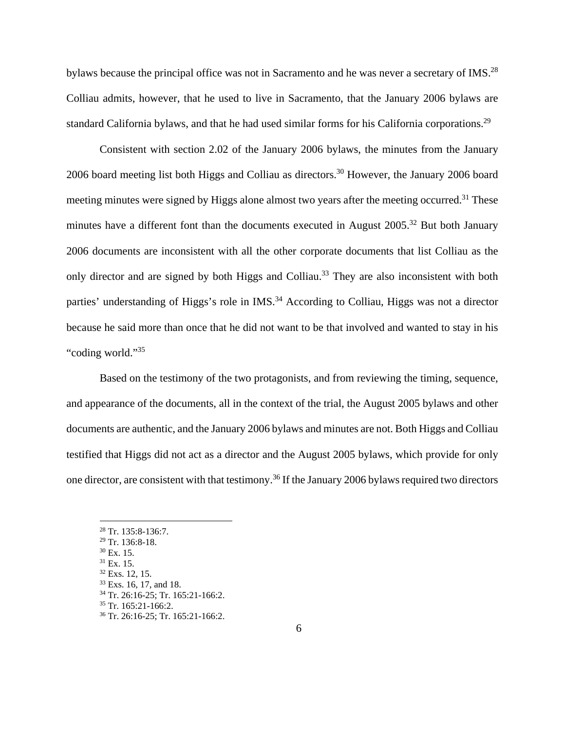bylaws because the principal office was not in Sacramento and he was never a secretary of IMS.[28] Colliau admits, however, that he used to live in Sacramento, that the January 2006 bylaws are standard California bylaws, and that he had used similar forms for his California corporations.[29]

Consistent with section 2.02 of the January 2006 bylaws, the minutes from the January 2006 board meeting list both Higgs and Colliau as directors.[30] However, the January 2006 board meeting minutes were signed by Higgs alone almost two years after the meeting occurred.[31] These minutes have a different font than the documents executed in August 2005.[32] But both January 2006 documents are inconsistent with all the other corporate documents that list Colliau as the only director and are signed by both Higgs and Colliau.[33] They are also inconsistent with both parties' understanding of Higgs's role in IMS.[34] According to Colliau, Higgs was not a director because he said more than once that he did not want to be that involved and wanted to stay in his "coding world."[35]

Based on the testimony of the two protagonists, and from reviewing the timing, sequence, and appearance of the documents, all in the context of the trial, the August 2005 bylaws and other documents are authentic, and the January 2006 bylaws and minutes are not. Both Higgs and Colliau testified that Higgs did not act as a director and the August 2005 bylaws, which provide for only one director, are consistent with that testimony.[36] If the January 2006 bylaws required two directors

[28] Tr. 135:8-136:7.
[29] Tr. 136:8-18.
[30] Ex. 15.
[31] Ex. 15.
[32] Exs. 12, 15.
[33] Exs. 16, 17, and 18.
[34] Tr. 26:16-25; Tr. 165:21-166:2.
[35] Tr. 165:21-166:2.
[36] Tr. 26:16-25; Tr. 165:21-166:2.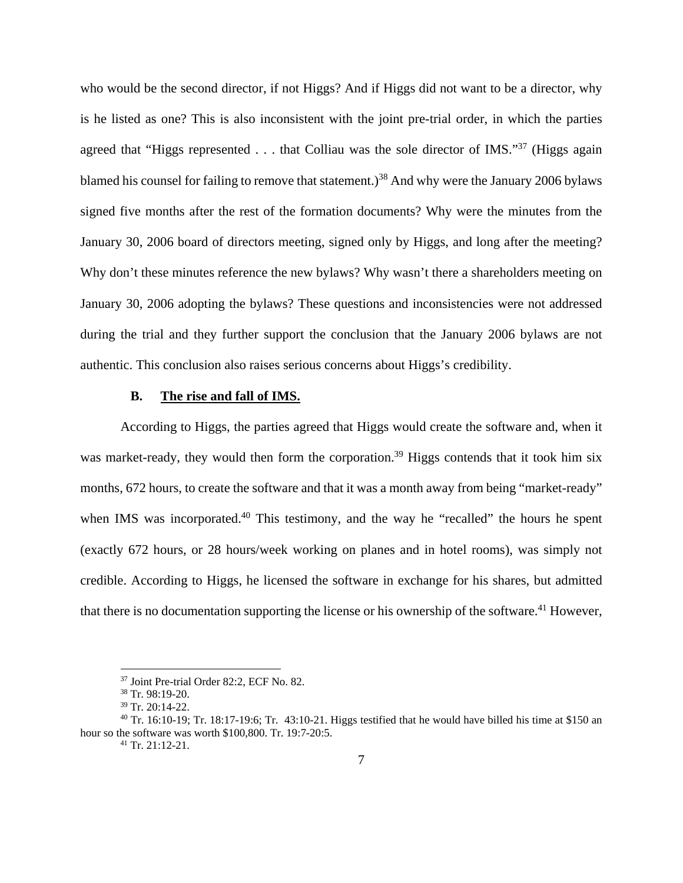who would be the second director, if not Higgs? And if Higgs did not want to be a director, why is he listed as one? This is also inconsistent with the joint pre-trial order, in which the parties agreed that "Higgs represented . . . that Colliau was the sole director of IMS."[37] (Higgs again blamed his counsel for failing to remove that statement.)[38] And why were the January 2006 bylaws signed five months after the rest of the formation documents? Why were the minutes from the January 30, 2006 board of directors meeting, signed only by Higgs, and long after the meeting? Why don't these minutes reference the new bylaws? Why wasn't there a shareholders meeting on January 30, 2006 adopting the bylaws? These questions and inconsistencies were not addressed during the trial and they further support the conclusion that the January 2006 bylaws are not authentic. This conclusion also raises serious concerns about Higgs's credibility.

### B. The rise and fall of IMS.

According to Higgs, the parties agreed that Higgs would create the software and, when it was market-ready, they would then form the corporation.[39] Higgs contends that it took him six months, 672 hours, to create the software and that it was a month away from being "market-ready" when IMS was incorporated.[40] This testimony, and the way he "recalled" the hours he spent (exactly 672 hours, or 28 hours/week working on planes and in hotel rooms), was simply not credible. According to Higgs, he licensed the software in exchange for his shares, but admitted that there is no documentation supporting the license or his ownership of the software.[41] However,

---

[37] Joint Pre-trial Order 82:2, ECF No. 82.

[38] Tr. 98:19-20.

[39] Tr. 20:14-22.

[40] Tr. 16:10-19; Tr. 18:17-19:6; Tr. 43:10-21. Higgs testified that he would have billed his time at $150 an hour so the software was worth $100,800. Tr. 19:7-20:5.

[41] Tr. 21:12-21.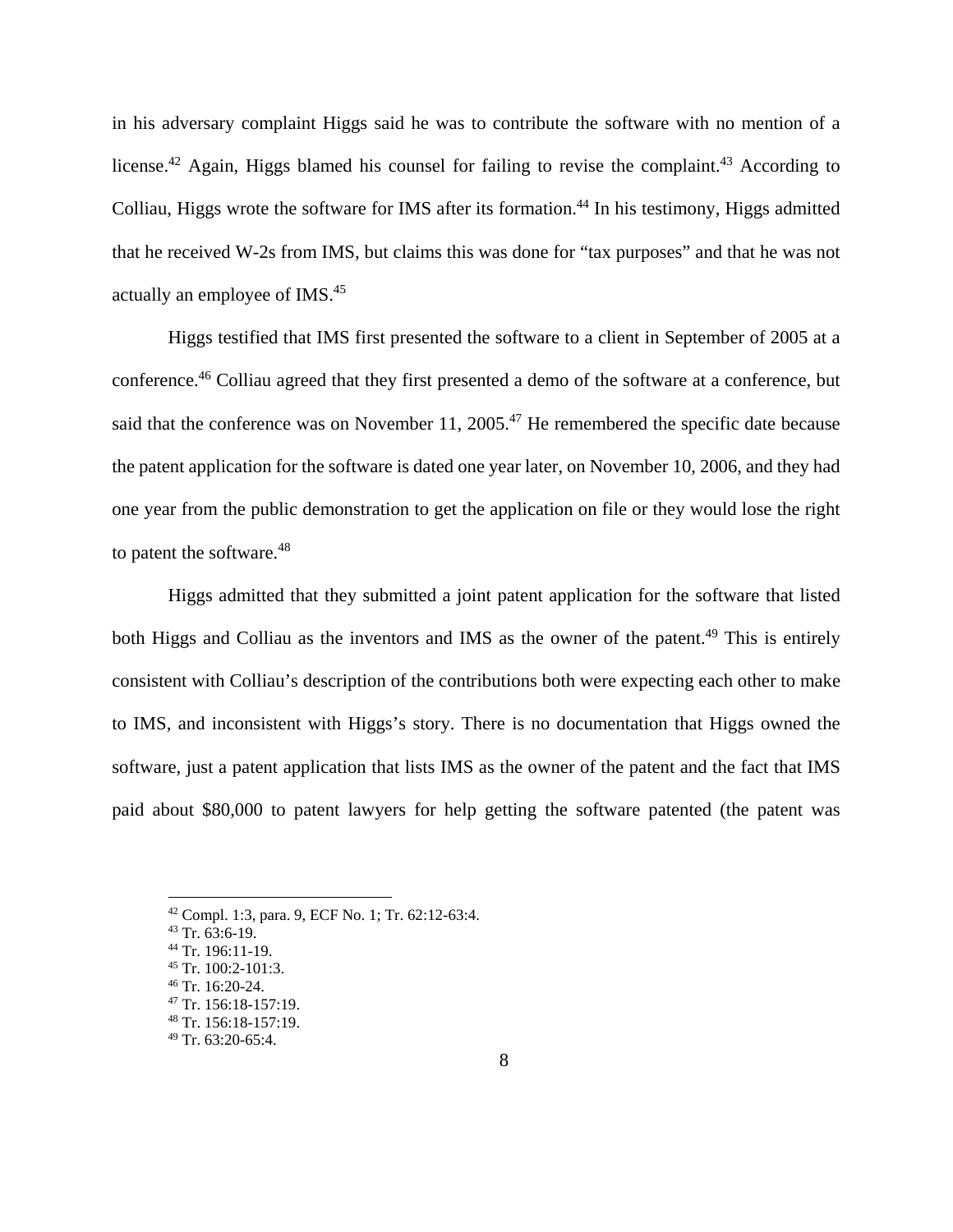in his adversary complaint Higgs said he was to contribute the software with no mention of a license.[42] Again, Higgs blamed his counsel for failing to revise the complaint.[43] According to Colliau, Higgs wrote the software for IMS after its formation.[44] In his testimony, Higgs admitted that he received W-2s from IMS, but claims this was done for "tax purposes" and that he was not actually an employee of IMS.[45]

Higgs testified that IMS first presented the software to a client in September of 2005 at a conference.[46] Colliau agreed that they first presented a demo of the software at a conference, but said that the conference was on November 11, 2005.[47] He remembered the specific date because the patent application for the software is dated one year later, on November 10, 2006, and they had one year from the public demonstration to get the application on file or they would lose the right to patent the software.[48]

Higgs admitted that they submitted a joint patent application for the software that listed both Higgs and Colliau as the inventors and IMS as the owner of the patent.[49] This is entirely consistent with Colliau's description of the contributions both were expecting each other to make to IMS, and inconsistent with Higgs's story. There is no documentation that Higgs owned the software, just a patent application that lists IMS as the owner of the patent and the fact that IMS paid about $80,000 to patent lawyers for help getting the software patented (the patent was

---

[42] Compl. 1:3, para. 9, ECF No. 1; Tr. 62:12-63:4.
[43] Tr. 63:6-19.
[44] Tr. 196:11-19.
[45] Tr. 100:2-101:3.
[46] Tr. 16:20-24.
[47] Tr. 156:18-157:19.
[48] Tr. 156:18-157:19.
[49] Tr. 63:20-65:4.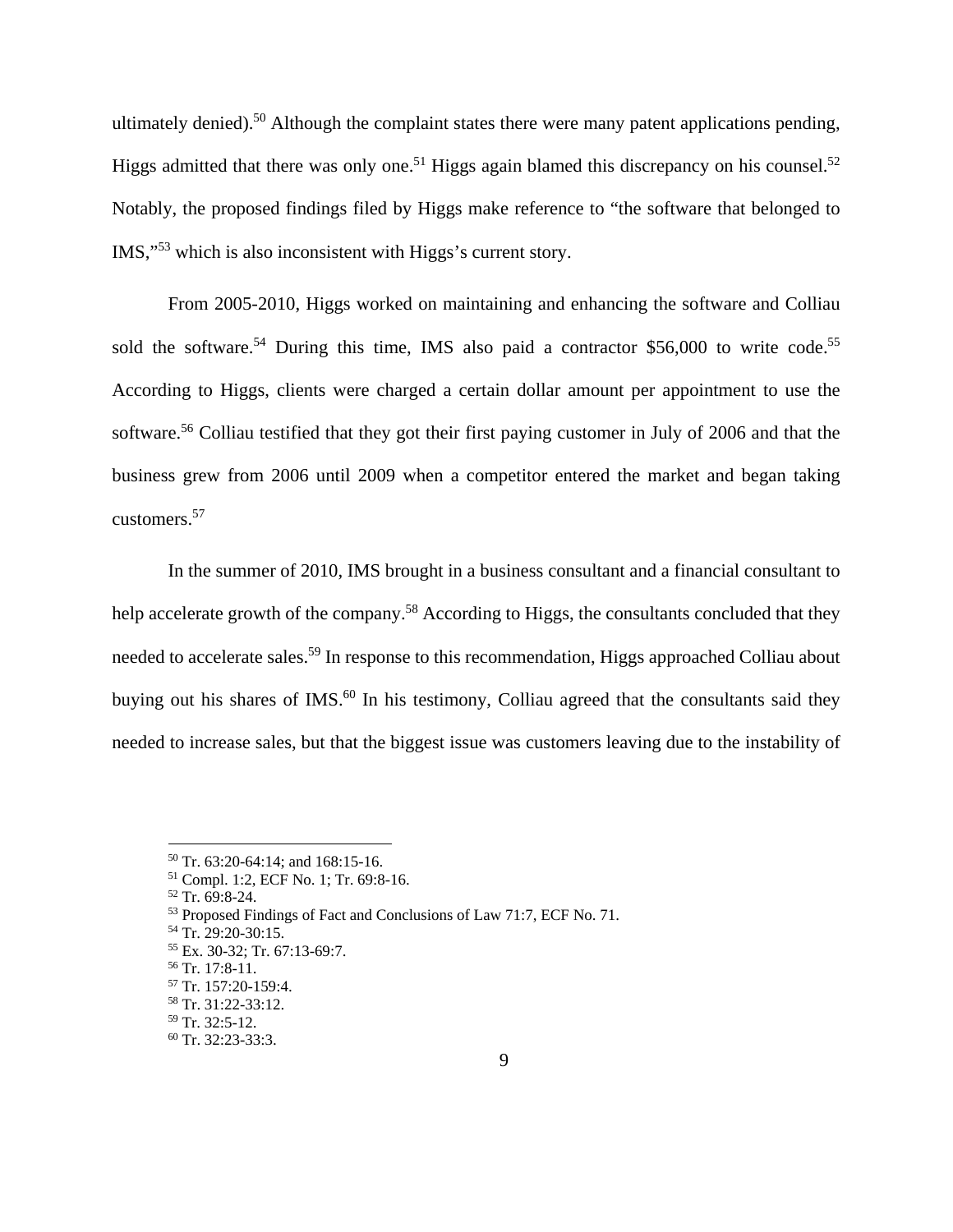ultimately denied).[50] Although the complaint states there were many patent applications pending, Higgs admitted that there was only one.[51] Higgs again blamed this discrepancy on his counsel.[52] Notably, the proposed findings filed by Higgs make reference to "the software that belonged to IMS,"[53] which is also inconsistent with Higgs's current story.

From 2005-2010, Higgs worked on maintaining and enhancing the software and Colliau sold the software.[54] During this time, IMS also paid a contractor $56,000 to write code.[55] According to Higgs, clients were charged a certain dollar amount per appointment to use the software.[56] Colliau testified that they got their first paying customer in July of 2006 and that the business grew from 2006 until 2009 when a competitor entered the market and began taking customers.[57]

In the summer of 2010, IMS brought in a business consultant and a financial consultant to help accelerate growth of the company.[58] According to Higgs, the consultants concluded that they needed to accelerate sales.[59] In response to this recommendation, Higgs approached Colliau about buying out his shares of IMS.[60] In his testimony, Colliau agreed that the consultants said they needed to increase sales, but that the biggest issue was customers leaving due to the instability of

---

[50] Tr. 63:20-64:14; and 168:15-16.
[51] Compl. 1:2, ECF No. 1; Tr. 69:8-16.
[52] Tr. 69:8-24.
[53] Proposed Findings of Fact and Conclusions of Law 71:7, ECF No. 71.
[54] Tr. 29:20-30:15.
[55] Ex. 30-32; Tr. 67:13-69:7.
[56] Tr. 17:8-11.
[57] Tr. 157:20-159:4.
[58] Tr. 31:22-33:12.
[59] Tr. 32:5-12.
[60] Tr. 32:23-33:3.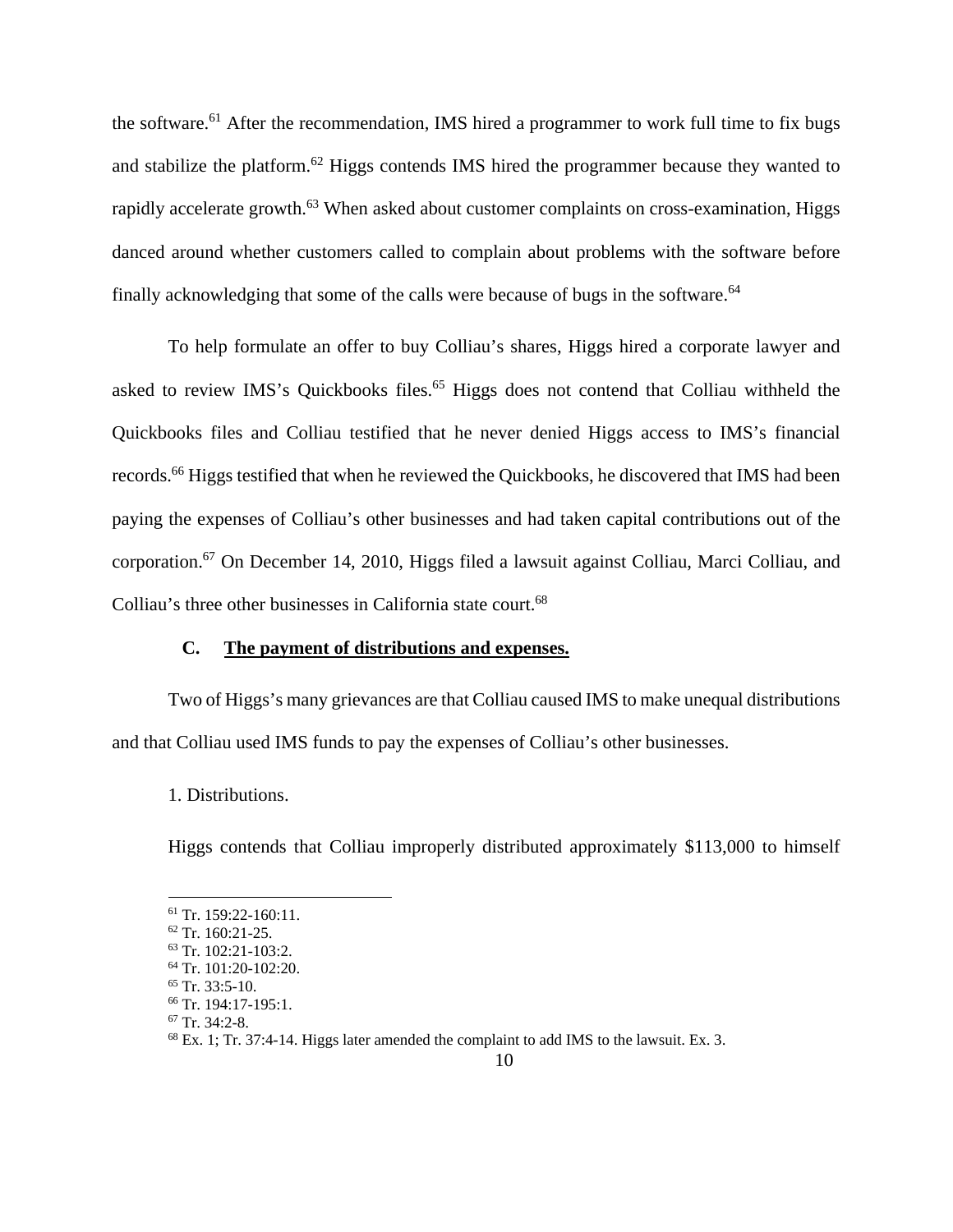the software.[61] After the recommendation, IMS hired a programmer to work full time to fix bugs and stabilize the platform.[62] Higgs contends IMS hired the programmer because they wanted to rapidly accelerate growth.[63] When asked about customer complaints on cross-examination, Higgs danced around whether customers called to complain about problems with the software before finally acknowledging that some of the calls were because of bugs in the software.[64]

To help formulate an offer to buy Colliau's shares, Higgs hired a corporate lawyer and asked to review IMS's Quickbooks files.[65] Higgs does not contend that Colliau withheld the Quickbooks files and Colliau testified that he never denied Higgs access to IMS's financial records.[66] Higgs testified that when he reviewed the Quickbooks, he discovered that IMS had been paying the expenses of Colliau's other businesses and had taken capital contributions out of the corporation.[67] On December 14, 2010, Higgs filed a lawsuit against Colliau, Marci Colliau, and Colliau's three other businesses in California state court.[68]

### C. <u>The payment of distributions and expenses.</u>

Two of Higgs's many grievances are that Colliau caused IMS to make unequal distributions and that Colliau used IMS funds to pay the expenses of Colliau's other businesses.

1. Distributions.

Higgs contends that Colliau improperly distributed approximately $113,000 to himself

---

[61] Tr. 159:22-160:11.

[62] Tr. 160:21-25.

[63] Tr. 102:21-103:2.

[64] Tr. 101:20-102:20.

[65] Tr. 33:5-10.

[66] Tr. 194:17-195:1.

[67] Tr. 34:2-8.

[68] Ex. 1; Tr. 37:4-14. Higgs later amended the complaint to add IMS to the lawsuit. Ex. 3.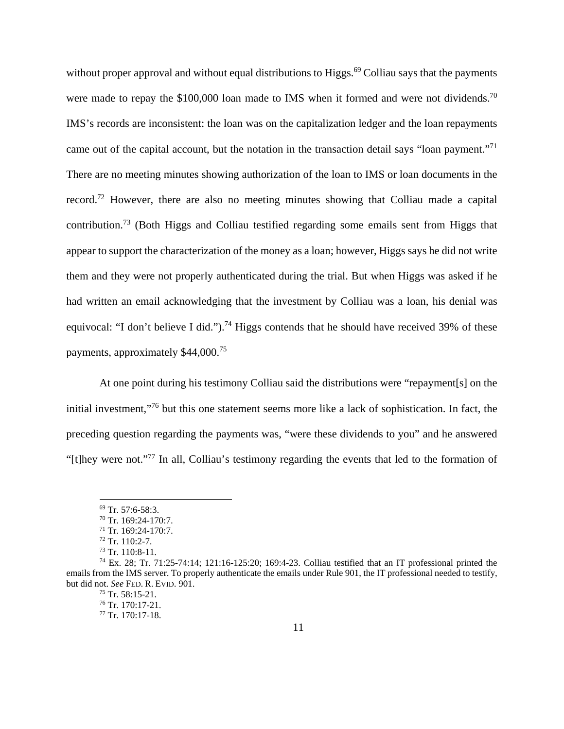without proper approval and without equal distributions to Higgs.[69] Colliau says that the payments were made to repay the $100,000 loan made to IMS when it formed and were not dividends.[70] IMS's records are inconsistent: the loan was on the capitalization ledger and the loan repayments came out of the capital account, but the notation in the transaction detail says "loan payment."[71] There are no meeting minutes showing authorization of the loan to IMS or loan documents in the record.[72] However, there are also no meeting minutes showing that Colliau made a capital contribution.[73] (Both Higgs and Colliau testified regarding some emails sent from Higgs that appear to support the characterization of the money as a loan; however, Higgs says he did not write them and they were not properly authenticated during the trial. But when Higgs was asked if he had written an email acknowledging that the investment by Colliau was a loan, his denial was equivocal: "I don't believe I did.").[74] Higgs contends that he should have received 39% of these payments, approximately $44,000.[75]

At one point during his testimony Colliau said the distributions were "repayment[s] on the initial investment,"[76] but this one statement seems more like a lack of sophistication. In fact, the preceding question regarding the payments was, "were these dividends to you" and he answered "[t]hey were not."[77] In all, Colliau's testimony regarding the events that led to the formation of

---

[69] Tr. 57:6-58:3.

[70] Tr. 169:24-170:7.

[71] Tr. 169:24-170:7.

[72] Tr. 110:2-7.

[73] Tr. 110:8-11.

[74] Ex. 28; Tr. 71:25-74:14; 121:16-125:20; 169:4-23. Colliau testified that an IT professional printed the emails from the IMS server. To properly authenticate the emails under Rule 901, the IT professional needed to testify, but did not. *See* FED. R. EVID. 901.

[75] Tr. 58:15-21.

[76] Tr. 170:17-21.

[77] Tr. 170:17-18.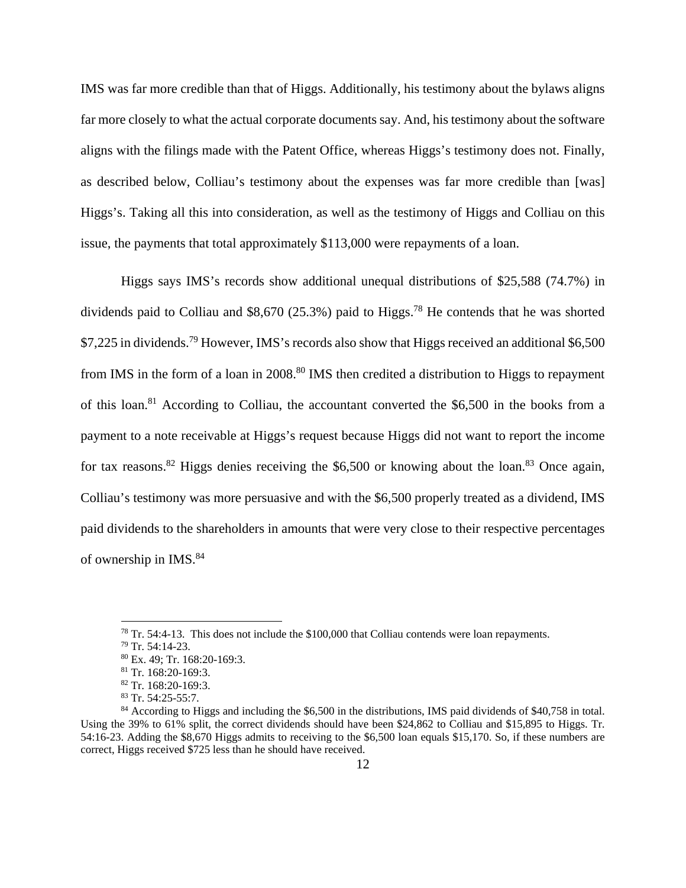IMS was far more credible than that of Higgs. Additionally, his testimony about the bylaws aligns far more closely to what the actual corporate documents say. And, his testimony about the software aligns with the filings made with the Patent Office, whereas Higgs's testimony does not. Finally, as described below, Colliau's testimony about the expenses was far more credible than [was] Higgs's. Taking all this into consideration, as well as the testimony of Higgs and Colliau on this issue, the payments that total approximately $113,000 were repayments of a loan.

Higgs says IMS's records show additional unequal distributions of $25,588 (74.7%) in dividends paid to Colliau and $8,670 (25.3%) paid to Higgs.[78] He contends that he was shorted $7,225 in dividends.[79] However, IMS's records also show that Higgs received an additional $6,500 from IMS in the form of a loan in 2008.[80] IMS then credited a distribution to Higgs to repayment of this loan.[81] According to Colliau, the accountant converted the $6,500 in the books from a payment to a note receivable at Higgs's request because Higgs did not want to report the income for tax reasons.[82] Higgs denies receiving the $6,500 or knowing about the loan.[83] Once again, Colliau's testimony was more persuasive and with the $6,500 properly treated as a dividend, IMS paid dividends to the shareholders in amounts that were very close to their respective percentages of ownership in IMS.[84]

---

[78] Tr. 54:4-13. This does not include the $100,000 that Colliau contends were loan repayments.

[79] Tr. 54:14-23.

[80] Ex. 49; Tr. 168:20-169:3.

[81] Tr. 168:20-169:3.

[82] Tr. 168:20-169:3.

[83] Tr. 54:25-55:7.

[84] According to Higgs and including the $6,500 in the distributions, IMS paid dividends of $40,758 in total. Using the 39% to 61% split, the correct dividends should have been $24,862 to Colliau and $15,895 to Higgs. Tr. 54:16-23. Adding the $8,670 Higgs admits to receiving to the $6,500 loan equals $15,170. So, if these numbers are correct, Higgs received $725 less than he should have received.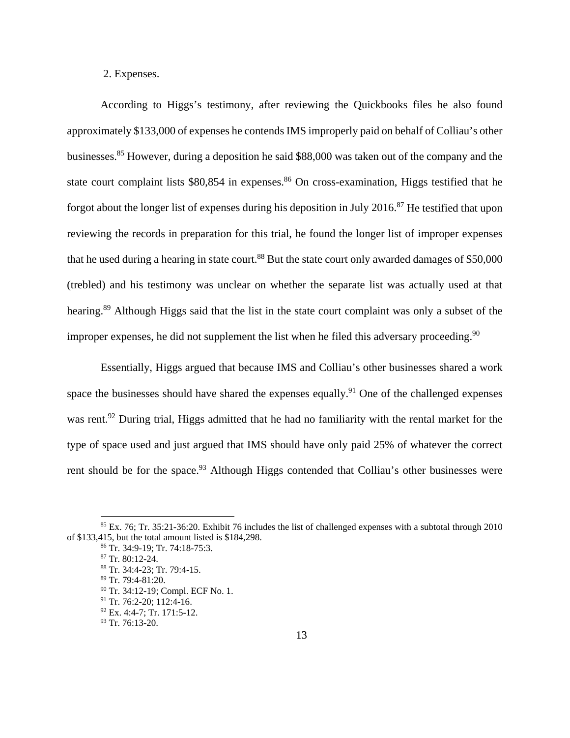2. Expenses.

According to Higgs's testimony, after reviewing the Quickbooks files he also found approximately $133,000 of expenses he contends IMS improperly paid on behalf of Colliau's other businesses.[85] However, during a deposition he said $88,000 was taken out of the company and the state court complaint lists $80,854 in expenses.[86] On cross-examination, Higgs testified that he forgot about the longer list of expenses during his deposition in July 2016.[87] He testified that upon reviewing the records in preparation for this trial, he found the longer list of improper expenses that he used during a hearing in state court.[88] But the state court only awarded damages of $50,000 (trebled) and his testimony was unclear on whether the separate list was actually used at that hearing.[89] Although Higgs said that the list in the state court complaint was only a subset of the improper expenses, he did not supplement the list when he filed this adversary proceeding.[90]

Essentially, Higgs argued that because IMS and Colliau's other businesses shared a work space the businesses should have shared the expenses equally.[91] One of the challenged expenses was rent.[92] During trial, Higgs admitted that he had no familiarity with the rental market for the type of space used and just argued that IMS should have only paid 25% of whatever the correct rent should be for the space.[93] Although Higgs contended that Colliau's other businesses were

---

[85] Ex. 76; Tr. 35:21-36:20. Exhibit 76 includes the list of challenged expenses with a subtotal through 2010 of $133,415, but the total amount listed is $184,298.

[86] Tr. 34:9-19; Tr. 74:18-75:3.

[87] Tr. 80:12-24.

[88] Tr. 34:4-23; Tr. 79:4-15.

[89] Tr. 79:4-81:20.

[90] Tr. 34:12-19; Compl. ECF No. 1.

[91] Tr. 76:2-20; 112:4-16.

[92] Ex. 4:4-7; Tr. 171:5-12.

[93] Tr. 76:13-20.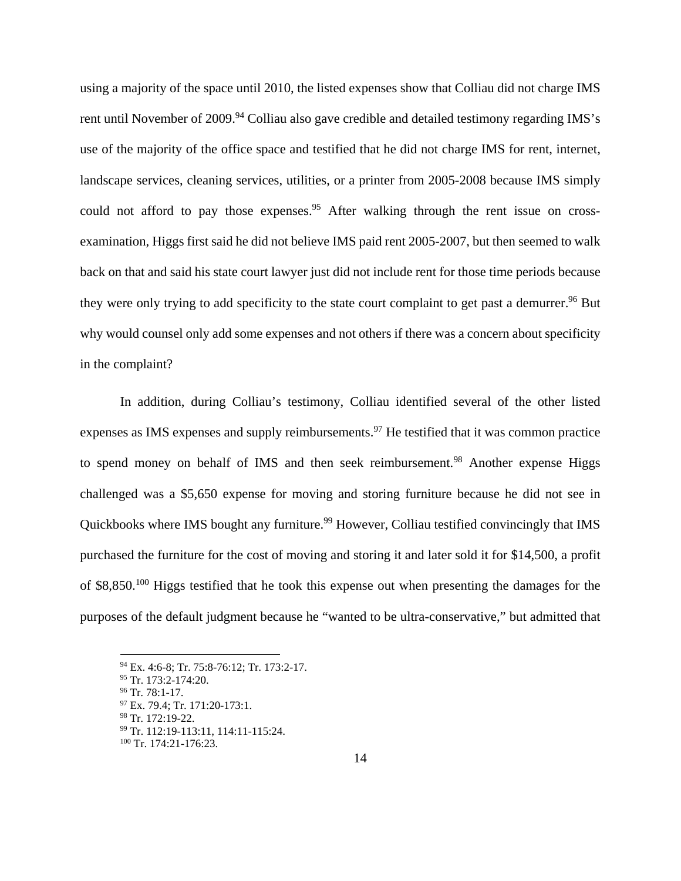using a majority of the space until 2010, the listed expenses show that Colliau did not charge IMS rent until November of 2009.[94] Colliau also gave credible and detailed testimony regarding IMS's use of the majority of the office space and testified that he did not charge IMS for rent, internet, landscape services, cleaning services, utilities, or a printer from 2005-2008 because IMS simply could not afford to pay those expenses.[95] After walking through the rent issue on cross-examination, Higgs first said he did not believe IMS paid rent 2005-2007, but then seemed to walk back on that and said his state court lawyer just did not include rent for those time periods because they were only trying to add specificity to the state court complaint to get past a demurrer.[96] But why would counsel only add some expenses and not others if there was a concern about specificity in the complaint?

In addition, during Colliau's testimony, Colliau identified several of the other listed expenses as IMS expenses and supply reimbursements.[97] He testified that it was common practice to spend money on behalf of IMS and then seek reimbursement.[98] Another expense Higgs challenged was a $5,650 expense for moving and storing furniture because he did not see in Quickbooks where IMS bought any furniture.[99] However, Colliau testified convincingly that IMS purchased the furniture for the cost of moving and storing it and later sold it for $14,500, a profit of $8,850.[100] Higgs testified that he took this expense out when presenting the damages for the purposes of the default judgment because he "wanted to be ultra-conservative," but admitted that

---

[94] Ex. 4:6-8; Tr. 75:8-76:12; Tr. 173:2-17.

[95] Tr. 173:2-174:20.

[96] Tr. 78:1-17.

[97] Ex. 79.4; Tr. 171:20-173:1.

[98] Tr. 172:19-22.

[99] Tr. 112:19-113:11, 114:11-115:24.

[100] Tr. 174:21-176:23.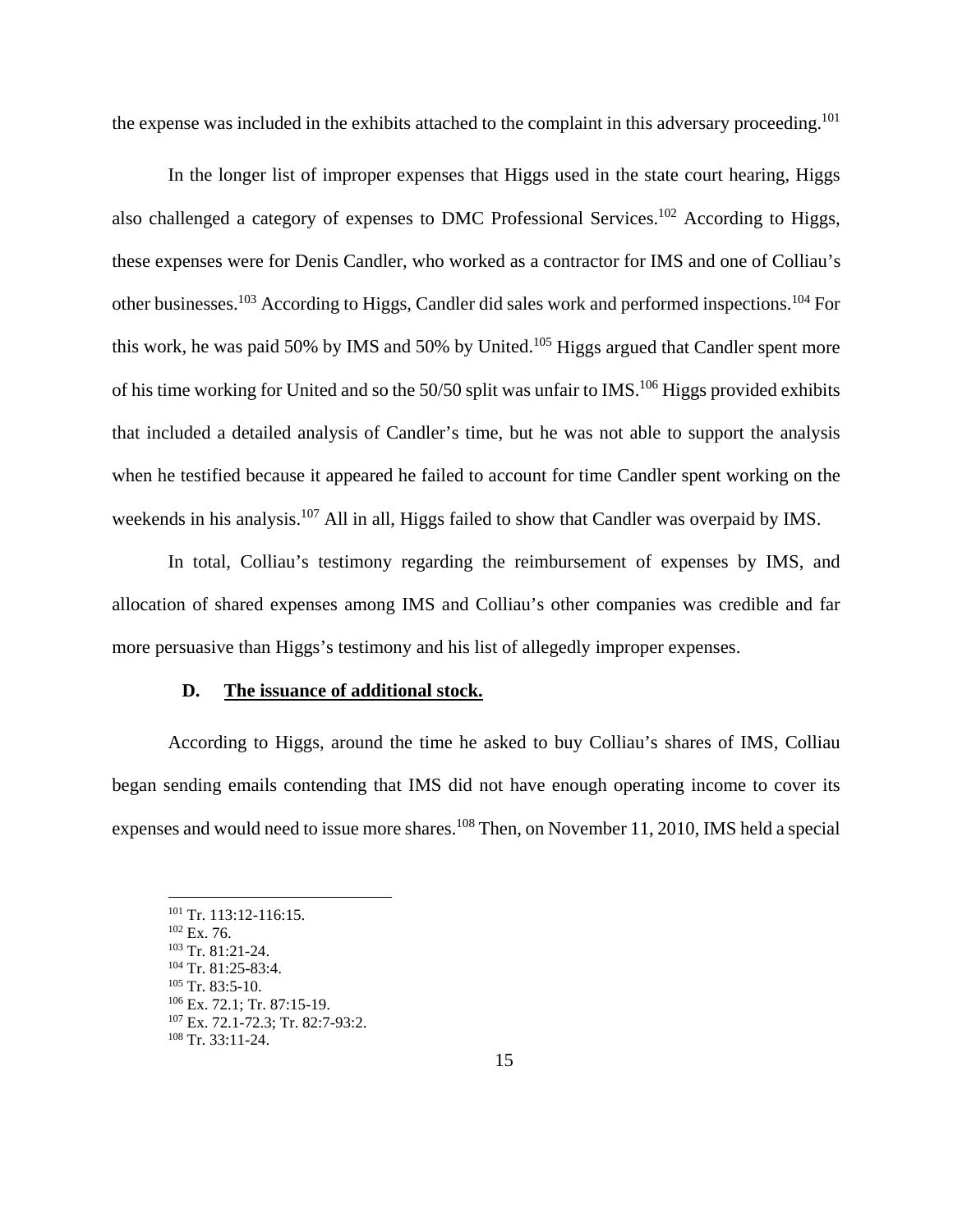the expense was included in the exhibits attached to the complaint in this adversary proceeding.[101]

In the longer list of improper expenses that Higgs used in the state court hearing, Higgs also challenged a category of expenses to DMC Professional Services.[102] According to Higgs, these expenses were for Denis Candler, who worked as a contractor for IMS and one of Colliau's other businesses.[103] According to Higgs, Candler did sales work and performed inspections.[104] For this work, he was paid 50% by IMS and 50% by United.[105] Higgs argued that Candler spent more of his time working for United and so the 50/50 split was unfair to IMS.[106] Higgs provided exhibits that included a detailed analysis of Candler's time, but he was not able to support the analysis when he testified because it appeared he failed to account for time Candler spent working on the weekends in his analysis.[107] All in all, Higgs failed to show that Candler was overpaid by IMS.

In total, Colliau's testimony regarding the reimbursement of expenses by IMS, and allocation of shared expenses among IMS and Colliau's other companies was credible and far more persuasive than Higgs's testimony and his list of allegedly improper expenses.

### D. The issuance of additional stock.

According to Higgs, around the time he asked to buy Colliau's shares of IMS, Colliau began sending emails contending that IMS did not have enough operating income to cover its expenses and would need to issue more shares.[108] Then, on November 11, 2010, IMS held a special

---

[101] Tr. 113:12-116:15.
[102] Ex. 76.
[103] Tr. 81:21-24.
[104] Tr. 81:25-83:4.
[105] Tr. 83:5-10.
[106] Ex. 72.1; Tr. 87:15-19.
[107] Ex. 72.1-72.3; Tr. 82:7-93:2.
[108] Tr. 33:11-24.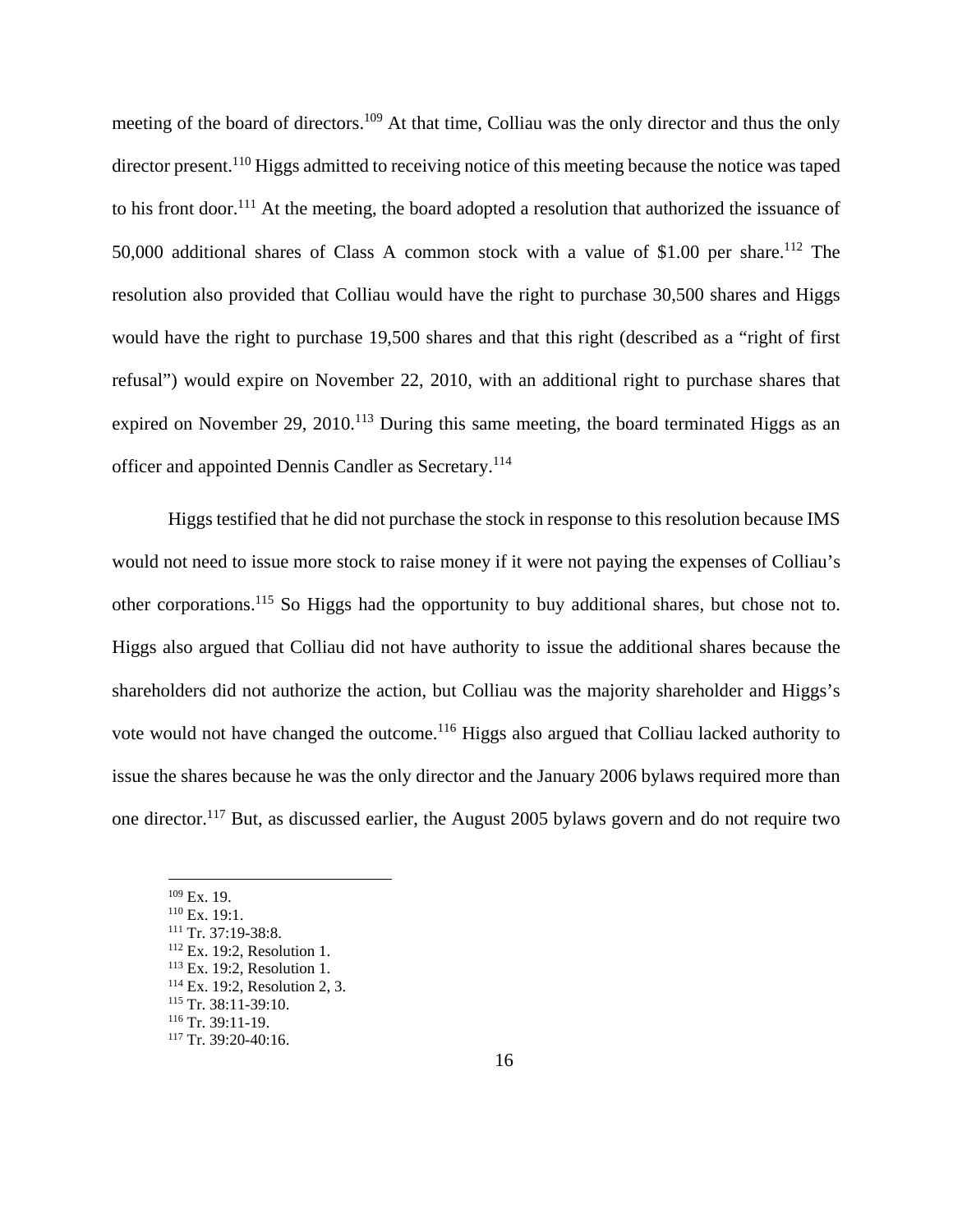meeting of the board of directors.[109] At that time, Colliau was the only director and thus the only director present.[110] Higgs admitted to receiving notice of this meeting because the notice was taped to his front door.[111] At the meeting, the board adopted a resolution that authorized the issuance of 50,000 additional shares of Class A common stock with a value of $1.00 per share.[112] The resolution also provided that Colliau would have the right to purchase 30,500 shares and Higgs would have the right to purchase 19,500 shares and that this right (described as a "right of first refusal") would expire on November 22, 2010, with an additional right to purchase shares that expired on November 29, 2010.[113] During this same meeting, the board terminated Higgs as an officer and appointed Dennis Candler as Secretary.[114]

Higgs testified that he did not purchase the stock in response to this resolution because IMS would not need to issue more stock to raise money if it were not paying the expenses of Colliau's other corporations.[115] So Higgs had the opportunity to buy additional shares, but chose not to. Higgs also argued that Colliau did not have authority to issue the additional shares because the shareholders did not authorize the action, but Colliau was the majority shareholder and Higgs's vote would not have changed the outcome.[116] Higgs also argued that Colliau lacked authority to issue the shares because he was the only director and the January 2006 bylaws required more than one director.[117] But, as discussed earlier, the August 2005 bylaws govern and do not require two

---

[109] Ex. 19.
[110] Ex. 19:1.
[111] Tr. 37:19-38:8.
[112] Ex. 19:2, Resolution 1.
[113] Ex. 19:2, Resolution 1.
[114] Ex. 19:2, Resolution 2, 3.
[115] Tr. 38:11-39:10.
[116] Tr. 39:11-19.
[117] Tr. 39:20-40:16.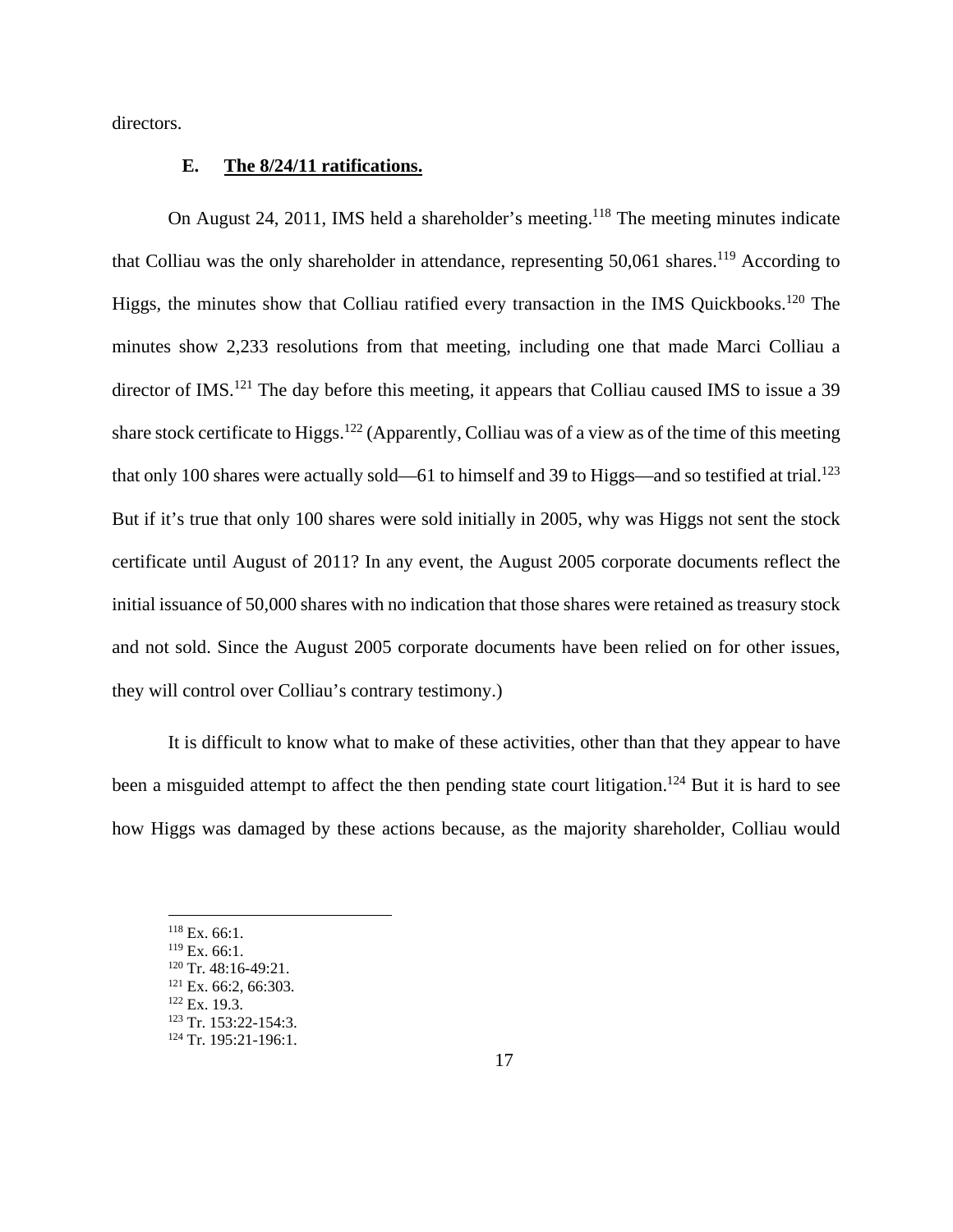directors.

### E. The 8/24/11 ratifications.

On August 24, 2011, IMS held a shareholder's meeting.[118] The meeting minutes indicate that Colliau was the only shareholder in attendance, representing 50,061 shares.[119] According to Higgs, the minutes show that Colliau ratified every transaction in the IMS Quickbooks.[120] The minutes show 2,233 resolutions from that meeting, including one that made Marci Colliau a director of IMS.[121] The day before this meeting, it appears that Colliau caused IMS to issue a 39 share stock certificate to Higgs.[122] (Apparently, Colliau was of a view as of the time of this meeting that only 100 shares were actually sold—61 to himself and 39 to Higgs—and so testified at trial.[123] But if it's true that only 100 shares were sold initially in 2005, why was Higgs not sent the stock certificate until August of 2011? In any event, the August 2005 corporate documents reflect the initial issuance of 50,000 shares with no indication that those shares were retained as treasury stock and not sold. Since the August 2005 corporate documents have been relied on for other issues, they will control over Colliau's contrary testimony.)

It is difficult to know what to make of these activities, other than that they appear to have been a misguided attempt to affect the then pending state court litigation.[124] But it is hard to see how Higgs was damaged by these actions because, as the majority shareholder, Colliau would

---

[118] Ex. 66:1.
[119] Ex. 66:1.
[120] Tr. 48:16-49:21.
[121] Ex. 66:2, 66:303.
[122] Ex. 19.3.
[123] Tr. 153:22-154:3.
[124] Tr. 195:21-196:1.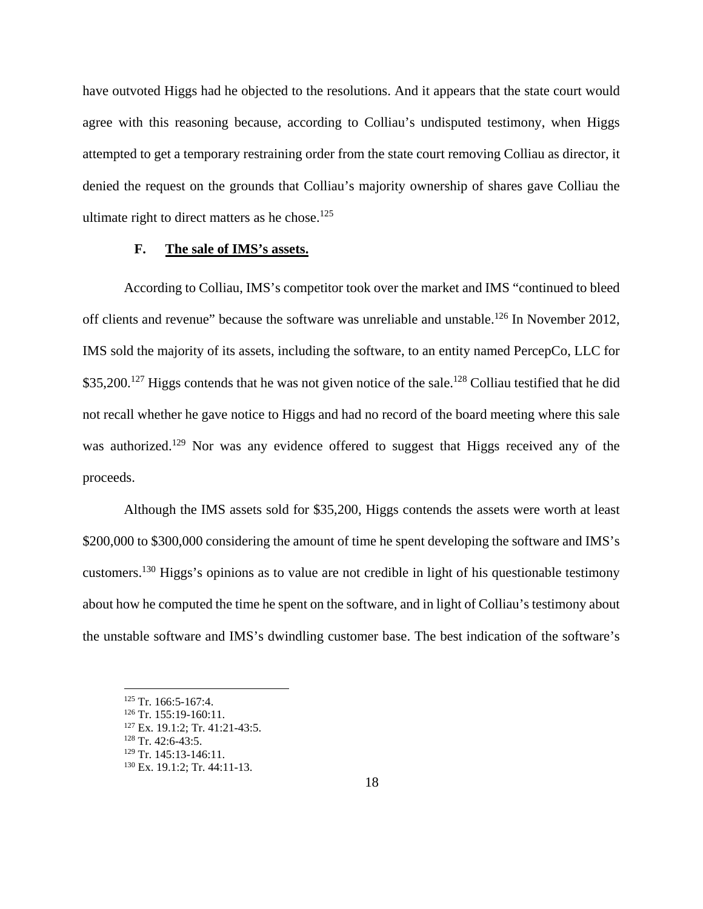have outvoted Higgs had he objected to the resolutions. And it appears that the state court would agree with this reasoning because, according to Colliau's undisputed testimony, when Higgs attempted to get a temporary restraining order from the state court removing Colliau as director, it denied the request on the grounds that Colliau's majority ownership of shares gave Colliau the ultimate right to direct matters as he chose.[125]

### F. The sale of IMS's assets.

According to Colliau, IMS's competitor took over the market and IMS "continued to bleed off clients and revenue" because the software was unreliable and unstable.[126] In November 2012, IMS sold the majority of its assets, including the software, to an entity named PercepCo, LLC for \$35,200.[127] Higgs contends that he was not given notice of the sale.[128] Colliau testified that he did not recall whether he gave notice to Higgs and had no record of the board meeting where this sale was authorized.[129] Nor was any evidence offered to suggest that Higgs received any of the proceeds.

Although the IMS assets sold for \$35,200, Higgs contends the assets were worth at least \$200,000 to \$300,000 considering the amount of time he spent developing the software and IMS's customers.[130] Higgs's opinions as to value are not credible in light of his questionable testimony about how he computed the time he spent on the software, and in light of Colliau's testimony about the unstable software and IMS's dwindling customer base. The best indication of the software's

[125] Tr. 166:5-167:4.
[126] Tr. 155:19-160:11.
[127] Ex. 19.1:2; Tr. 41:21-43:5.
[128] Tr. 42:6-43:5.
[129] Tr. 145:13-146:11.
[130] Ex. 19.1:2; Tr. 44:11-13.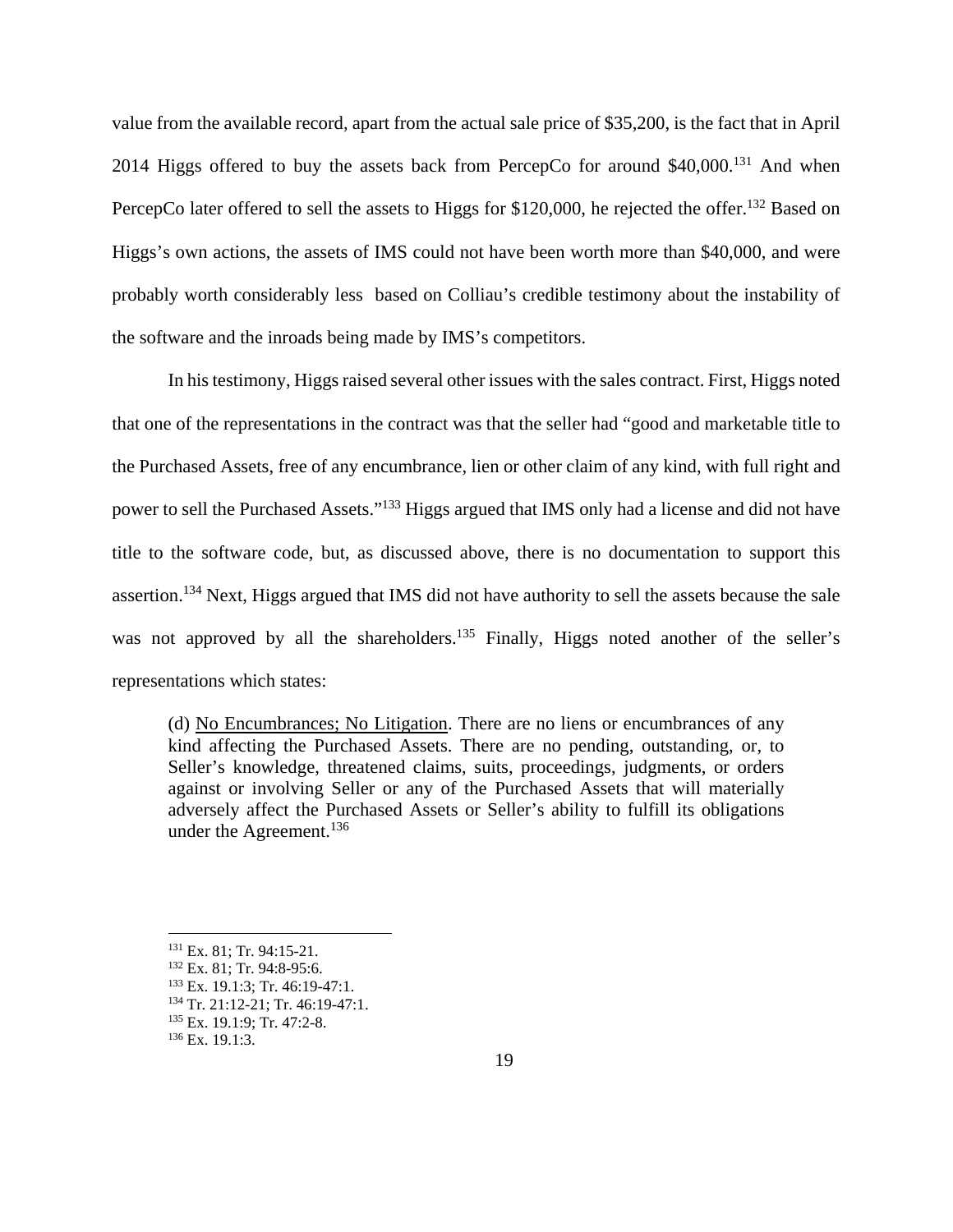value from the available record, apart from the actual sale price of $35,200, is the fact that in April 2014 Higgs offered to buy the assets back from PercepCo for around $40,000.[131] And when PercepCo later offered to sell the assets to Higgs for $120,000, he rejected the offer.[132] Based on Higgs's own actions, the assets of IMS could not have been worth more than $40,000, and were probably worth considerably less based on Colliau's credible testimony about the instability of the software and the inroads being made by IMS's competitors.

In his testimony, Higgs raised several other issues with the sales contract. First, Higgs noted that one of the representations in the contract was that the seller had "good and marketable title to the Purchased Assets, free of any encumbrance, lien or other claim of any kind, with full right and power to sell the Purchased Assets."[133] Higgs argued that IMS only had a license and did not have title to the software code, but, as discussed above, there is no documentation to support this assertion.[134] Next, Higgs argued that IMS did not have authority to sell the assets because the sale was not approved by all the shareholders.[135] Finally, Higgs noted another of the seller's representations which states:

> (d) No Encumbrances; No Litigation. There are no liens or encumbrances of any kind affecting the Purchased Assets. There are no pending, outstanding, or, to Seller's knowledge, threatened claims, suits, proceedings, judgments, or orders against or involving Seller or any of the Purchased Assets that will materially adversely affect the Purchased Assets or Seller's ability to fulfill its obligations under the Agreement.[136]

---

[131] Ex. 81; Tr. 94:15-21.
[132] Ex. 81; Tr. 94:8-95:6.
[133] Ex. 19.1:3; Tr. 46:19-47:1.
[134] Tr. 21:12-21; Tr. 46:19-47:1.
[135] Ex. 19.1:9; Tr. 47:2-8.
[136] Ex. 19.1:3.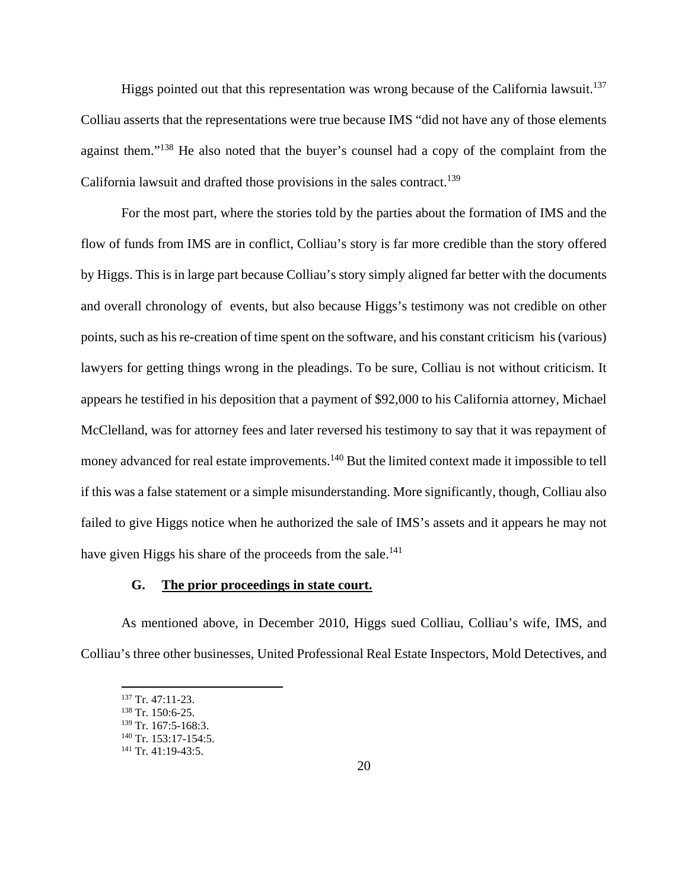Higgs pointed out that this representation was wrong because of the California lawsuit.[137] Colliau asserts that the representations were true because IMS "did not have any of those elements against them."[138] He also noted that the buyer's counsel had a copy of the complaint from the California lawsuit and drafted those provisions in the sales contract.[139]

For the most part, where the stories told by the parties about the formation of IMS and the flow of funds from IMS are in conflict, Colliau's story is far more credible than the story offered by Higgs. This is in large part because Colliau's story simply aligned far better with the documents and overall chronology of events, but also because Higgs's testimony was not credible on other points, such as his re-creation of time spent on the software, and his constant criticism his (various) lawyers for getting things wrong in the pleadings. To be sure, Colliau is not without criticism. It appears he testified in his deposition that a payment of $92,000 to his California attorney, Michael McClelland, was for attorney fees and later reversed his testimony to say that it was repayment of money advanced for real estate improvements.[140] But the limited context made it impossible to tell if this was a false statement or a simple misunderstanding. More significantly, though, Colliau also failed to give Higgs notice when he authorized the sale of IMS's assets and it appears he may not have given Higgs his share of the proceeds from the sale.[141]

### G. The prior proceedings in state court.

As mentioned above, in December 2010, Higgs sued Colliau, Colliau's wife, IMS, and Colliau's three other businesses, United Professional Real Estate Inspectors, Mold Detectives, and

---

[137] Tr. 47:11-23.

[138] Tr. 150:6-25.

[139] Tr. 167:5-168:3.

[140] Tr. 153:17-154:5.

[141] Tr. 41:19-43:5.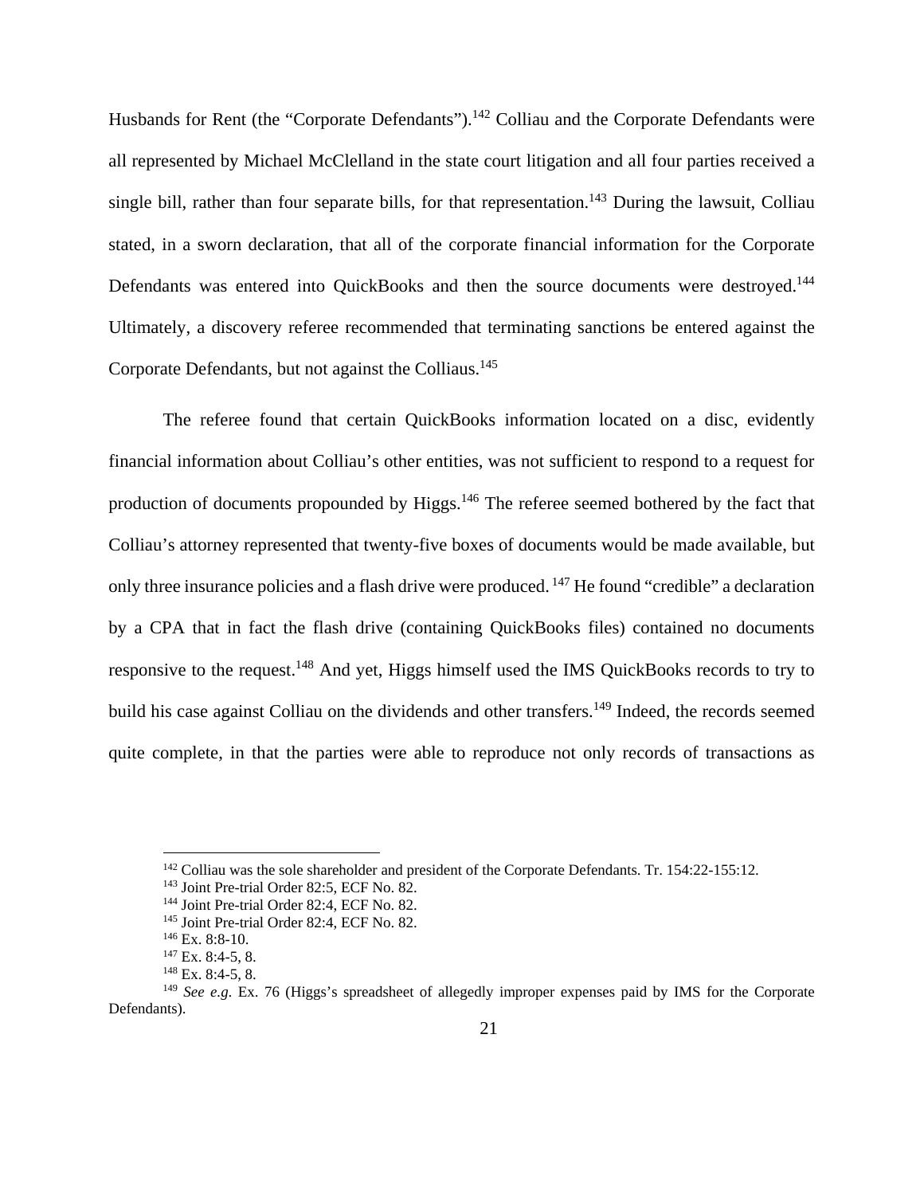Husbands for Rent (the "Corporate Defendants").[142] Colliau and the Corporate Defendants were all represented by Michael McClelland in the state court litigation and all four parties received a single bill, rather than four separate bills, for that representation.[143] During the lawsuit, Colliau stated, in a sworn declaration, that all of the corporate financial information for the Corporate Defendants was entered into QuickBooks and then the source documents were destroyed.[144] Ultimately, a discovery referee recommended that terminating sanctions be entered against the Corporate Defendants, but not against the Colliaus.[145]

The referee found that certain QuickBooks information located on a disc, evidently financial information about Colliau's other entities, was not sufficient to respond to a request for production of documents propounded by Higgs.[146] The referee seemed bothered by the fact that Colliau's attorney represented that twenty-five boxes of documents would be made available, but only three insurance policies and a flash drive were produced.[147] He found "credible" a declaration by a CPA that in fact the flash drive (containing QuickBooks files) contained no documents responsive to the request.[148] And yet, Higgs himself used the IMS QuickBooks records to try to build his case against Colliau on the dividends and other transfers.[149] Indeed, the records seemed quite complete, in that the parties were able to reproduce not only records of transactions as

---

[142] Colliau was the sole shareholder and president of the Corporate Defendants. Tr. 154:22-155:12.

[143] Joint Pre-trial Order 82:5, ECF No. 82.

[144] Joint Pre-trial Order 82:4, ECF No. 82.

[145] Joint Pre-trial Order 82:4, ECF No. 82.

[146] Ex. 8:8-10.

[147] Ex. 8:4-5, 8.

[148] Ex. 8:4-5, 8.

[149] *See e.g.* Ex. 76 (Higgs's spreadsheet of allegedly improper expenses paid by IMS for the Corporate Defendants).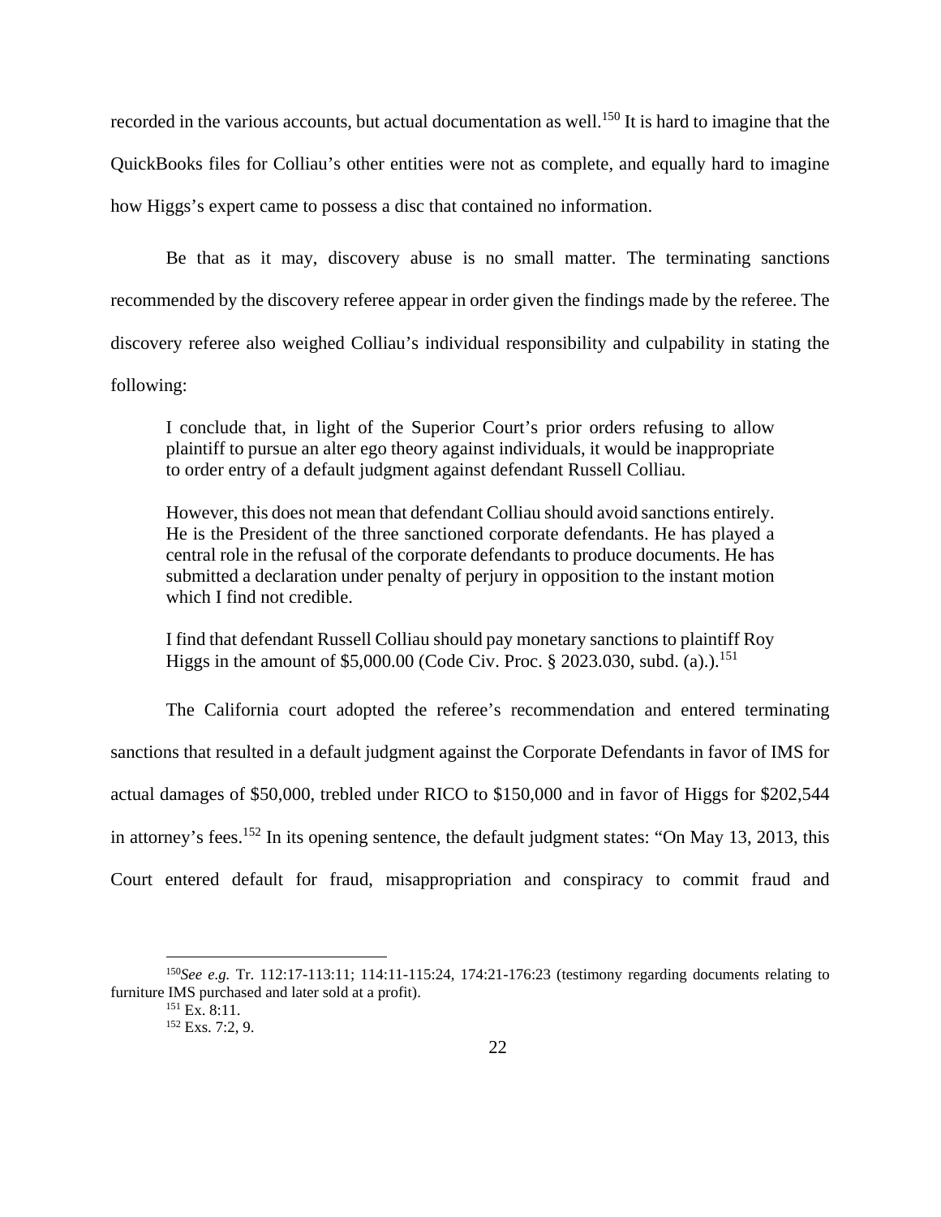recorded in the various accounts, but actual documentation as well.[150] It is hard to imagine that the QuickBooks files for Colliau's other entities were not as complete, and equally hard to imagine how Higgs's expert came to possess a disc that contained no information.

Be that as it may, discovery abuse is no small matter. The terminating sanctions recommended by the discovery referee appear in order given the findings made by the referee. The discovery referee also weighed Colliau's individual responsibility and culpability in stating the following:

> I conclude that, in light of the Superior Court's prior orders refusing to allow plaintiff to pursue an alter ego theory against individuals, it would be inappropriate to order entry of a default judgment against defendant Russell Colliau.
>
> However, this does not mean that defendant Colliau should avoid sanctions entirely. He is the President of the three sanctioned corporate defendants. He has played a central role in the refusal of the corporate defendants to produce documents. He has submitted a declaration under penalty of perjury in opposition to the instant motion which I find not credible.
>
> I find that defendant Russell Colliau should pay monetary sanctions to plaintiff Roy Higgs in the amount of $5,000.00 (Code Civ. Proc. § 2023.030, subd. (a).).[151]

The California court adopted the referee's recommendation and entered terminating sanctions that resulted in a default judgment against the Corporate Defendants in favor of IMS for actual damages of $50,000, trebled under RICO to $150,000 and in favor of Higgs for $202,544 in attorney's fees.[152] In its opening sentence, the default judgment states: "On May 13, 2013, this Court entered default for fraud, misappropriation and conspiracy to commit fraud and

---

[150] *See e.g.* Tr. 112:17-113:11; 114:11-115:24, 174:21-176:23 (testimony regarding documents relating to furniture IMS purchased and later sold at a profit).

[151] Ex. 8:11.

[152] Exs. 7:2, 9.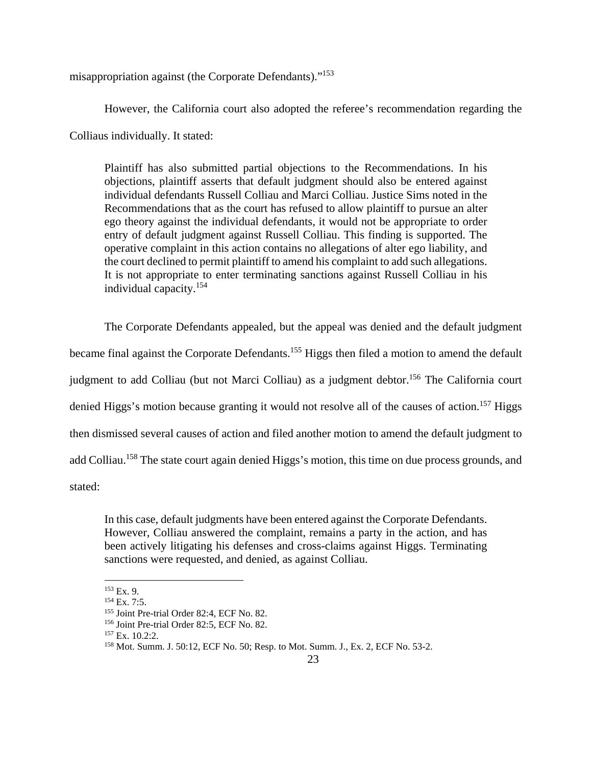misappropriation against (the Corporate Defendants)."[153]

However, the California court also adopted the referee's recommendation regarding the Colliaus individually. It stated:

> Plaintiff has also submitted partial objections to the Recommendations. In his objections, plaintiff asserts that default judgment should also be entered against individual defendants Russell Colliau and Marci Colliau. Justice Sims noted in the Recommendations that as the court has refused to allow plaintiff to pursue an alter ego theory against the individual defendants, it would not be appropriate to order entry of default judgment against Russell Colliau. This finding is supported. The operative complaint in this action contains no allegations of alter ego liability, and the court declined to permit plaintiff to amend his complaint to add such allegations. It is not appropriate to enter terminating sanctions against Russell Colliau in his individual capacity.[154]

The Corporate Defendants appealed, but the appeal was denied and the default judgment became final against the Corporate Defendants.[155] Higgs then filed a motion to amend the default judgment to add Colliau (but not Marci Colliau) as a judgment debtor.[156] The California court denied Higgs's motion because granting it would not resolve all of the causes of action.[157] Higgs then dismissed several causes of action and filed another motion to amend the default judgment to add Colliau.[158] The state court again denied Higgs's motion, this time on due process grounds, and stated:

> In this case, default judgments have been entered against the Corporate Defendants. However, Colliau answered the complaint, remains a party in the action, and has been actively litigating his defenses and cross-claims against Higgs. Terminating sanctions were requested, and denied, as against Colliau.

---

[153] Ex. 9.
[154] Ex. 7:5.
[155] Joint Pre-trial Order 82:4, ECF No. 82.
[156] Joint Pre-trial Order 82:5, ECF No. 82.
[157] Ex. 10.2:2.
[158] Mot. Summ. J. 50:12, ECF No. 50; Resp. to Mot. Summ. J., Ex. 2, ECF No. 53-2.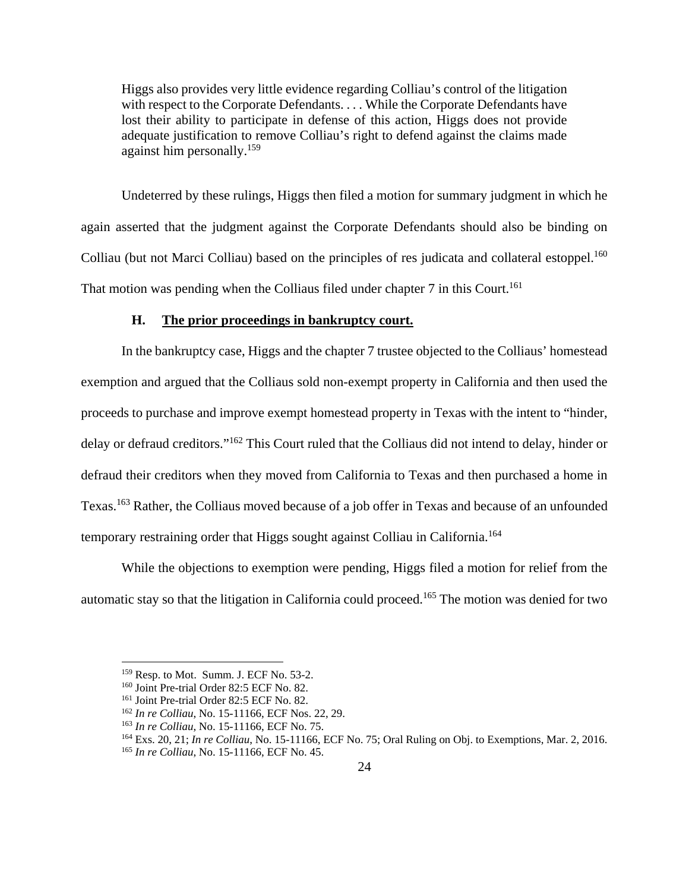> Higgs also provides very little evidence regarding Colliau's control of the litigation with respect to the Corporate Defendants. . . . While the Corporate Defendants have lost their ability to participate in defense of this action, Higgs does not provide adequate justification to remove Colliau's right to defend against the claims made against him personally.[159]

Undeterred by these rulings, Higgs then filed a motion for summary judgment in which he again asserted that the judgment against the Corporate Defendants should also be binding on Colliau (but not Marci Colliau) based on the principles of res judicata and collateral estoppel.[160] That motion was pending when the Colliaus filed under chapter 7 in this Court.[161]

### H. The prior proceedings in bankruptcy court.

In the bankruptcy case, Higgs and the chapter 7 trustee objected to the Colliaus' homestead exemption and argued that the Colliaus sold non-exempt property in California and then used the proceeds to purchase and improve exempt homestead property in Texas with the intent to "hinder, delay or defraud creditors."[162] This Court ruled that the Colliaus did not intend to delay, hinder or defraud their creditors when they moved from California to Texas and then purchased a home in Texas.[163] Rather, the Colliaus moved because of a job offer in Texas and because of an unfounded temporary restraining order that Higgs sought against Colliau in California.[164]

While the objections to exemption were pending, Higgs filed a motion for relief from the automatic stay so that the litigation in California could proceed.[165] The motion was denied for two

---

[159] Resp. to Mot. Summ. J. ECF No. 53-2.

[160] Joint Pre-trial Order 82:5 ECF No. 82.

[161] Joint Pre-trial Order 82:5 ECF No. 82.

[162] *In re Colliau*, No. 15-11166, ECF Nos. 22, 29.

[163] *In re Colliau*, No. 15-11166, ECF No. 75.

[164] Exs. 20, 21; *In re Colliau*, No. 15-11166, ECF No. 75; Oral Ruling on Obj. to Exemptions, Mar. 2, 2016.

[165] *In re Colliau*, No. 15-11166, ECF No. 45.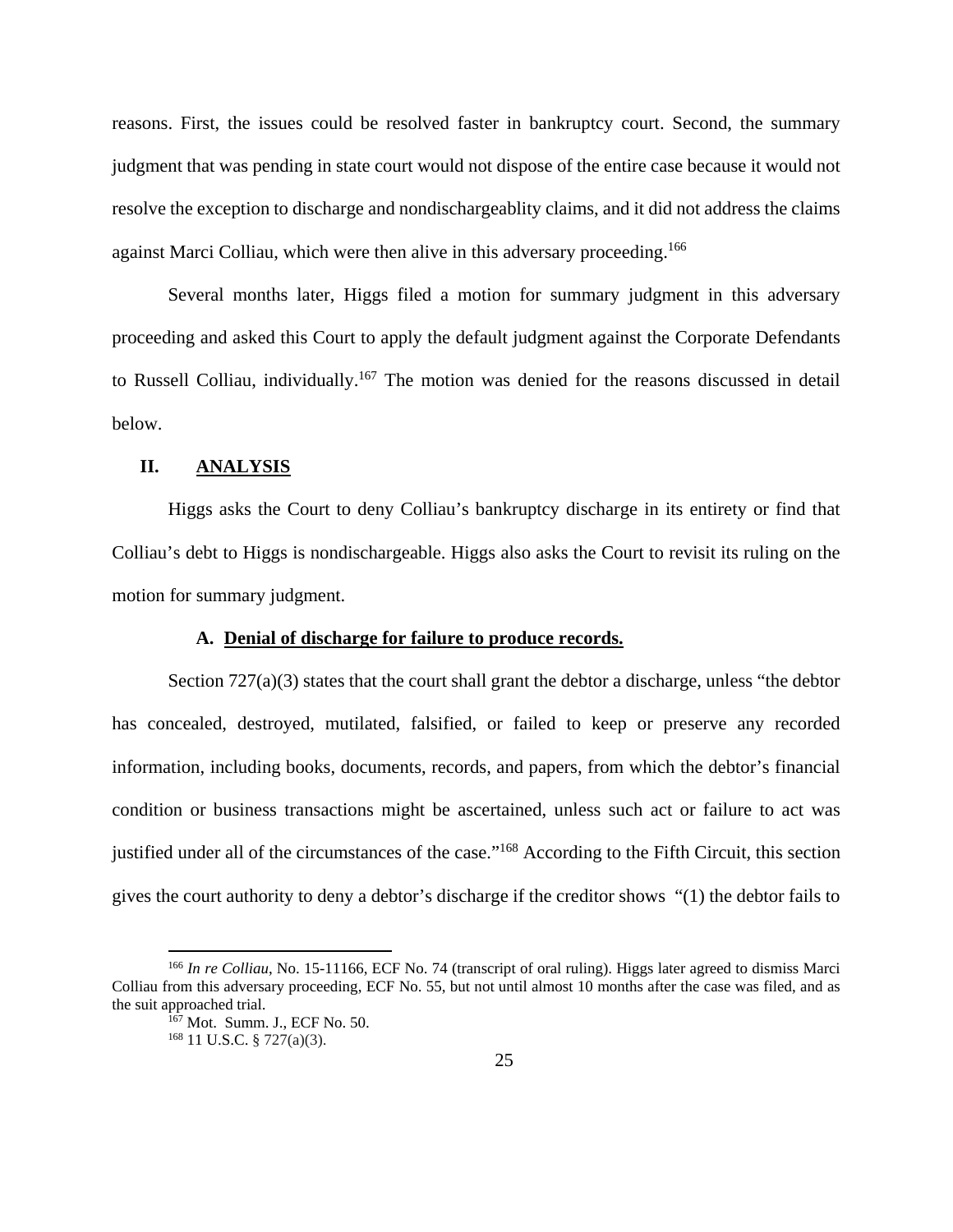reasons. First, the issues could be resolved faster in bankruptcy court. Second, the summary judgment that was pending in state court would not dispose of the entire case because it would not resolve the exception to discharge and nondischargeablity claims, and it did not address the claims against Marci Colliau, which were then alive in this adversary proceeding.[166]

Several months later, Higgs filed a motion for summary judgment in this adversary proceeding and asked this Court to apply the default judgment against the Corporate Defendants to Russell Colliau, individually.[167] The motion was denied for the reasons discussed in detail below.

## II. ANALYSIS

Higgs asks the Court to deny Colliau's bankruptcy discharge in its entirety or find that Colliau's debt to Higgs is nondischargeable. Higgs also asks the Court to revisit its ruling on the motion for summary judgment.

### A. Denial of discharge for failure to produce records.

Section 727(a)(3) states that the court shall grant the debtor a discharge, unless "the debtor has concealed, destroyed, mutilated, falsified, or failed to keep or preserve any recorded information, including books, documents, records, and papers, from which the debtor's financial condition or business transactions might be ascertained, unless such act or failure to act was justified under all of the circumstances of the case."[168] According to the Fifth Circuit, this section gives the court authority to deny a debtor's discharge if the creditor shows "(1) the debtor fails to

---

[166] *In re Colliau*, No. 15-11166, ECF No. 74 (transcript of oral ruling). Higgs later agreed to dismiss Marci Colliau from this adversary proceeding, ECF No. 55, but not until almost 10 months after the case was filed, and as the suit approached trial.

[167] Mot. Summ. J., ECF No. 50.

[168] 11 U.S.C. § 727(a)(3).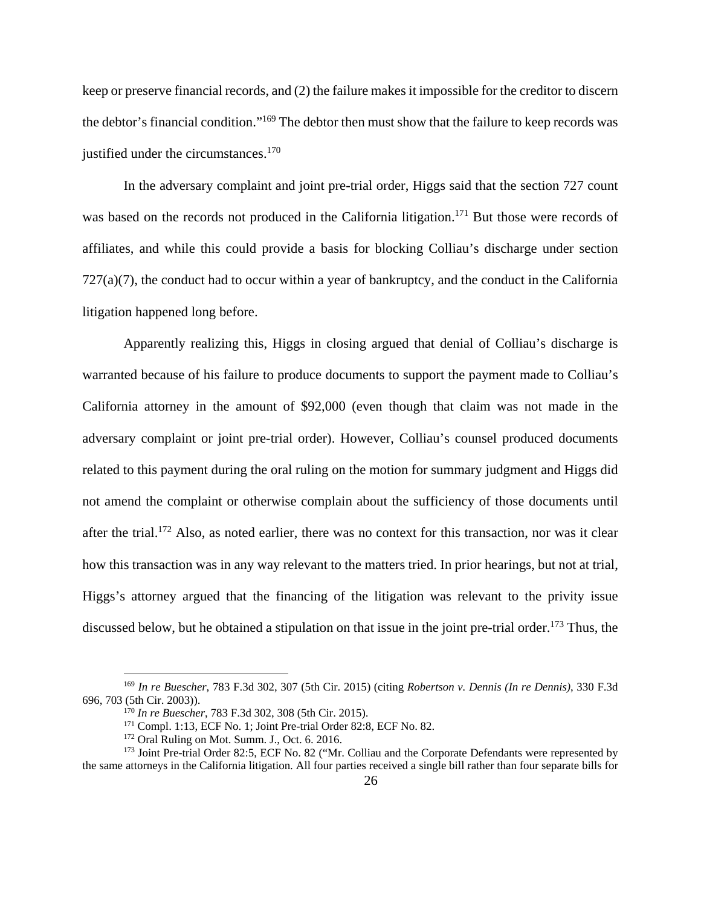keep or preserve financial records, and (2) the failure makes it impossible for the creditor to discern the debtor's financial condition."[169] The debtor then must show that the failure to keep records was justified under the circumstances.[170]

In the adversary complaint and joint pre-trial order, Higgs said that the section 727 count was based on the records not produced in the California litigation.[171] But those were records of affiliates, and while this could provide a basis for blocking Colliau's discharge under section 727(a)(7), the conduct had to occur within a year of bankruptcy, and the conduct in the California litigation happened long before.

Apparently realizing this, Higgs in closing argued that denial of Colliau's discharge is warranted because of his failure to produce documents to support the payment made to Colliau's California attorney in the amount of $92,000 (even though that claim was not made in the adversary complaint or joint pre-trial order). However, Colliau's counsel produced documents related to this payment during the oral ruling on the motion for summary judgment and Higgs did not amend the complaint or otherwise complain about the sufficiency of those documents until after the trial.[172] Also, as noted earlier, there was no context for this transaction, nor was it clear how this transaction was in any way relevant to the matters tried. In prior hearings, but not at trial, Higgs's attorney argued that the financing of the litigation was relevant to the privity issue discussed below, but he obtained a stipulation on that issue in the joint pre-trial order.[173] Thus, the

---

[169] *In re Buescher*, 783 F.3d 302, 307 (5th Cir. 2015) (citing *Robertson v. Dennis (In re Dennis)*, 330 F.3d 696, 703 (5th Cir. 2003)).

[170] *In re Buescher*, 783 F.3d 302, 308 (5th Cir. 2015).

[171] Compl. 1:13, ECF No. 1; Joint Pre-trial Order 82:8, ECF No. 82.

[172] Oral Ruling on Mot. Summ. J., Oct. 6. 2016.

[173] Joint Pre-trial Order 82:5, ECF No. 82 ("Mr. Colliau and the Corporate Defendants were represented by the same attorneys in the California litigation. All four parties received a single bill rather than four separate bills for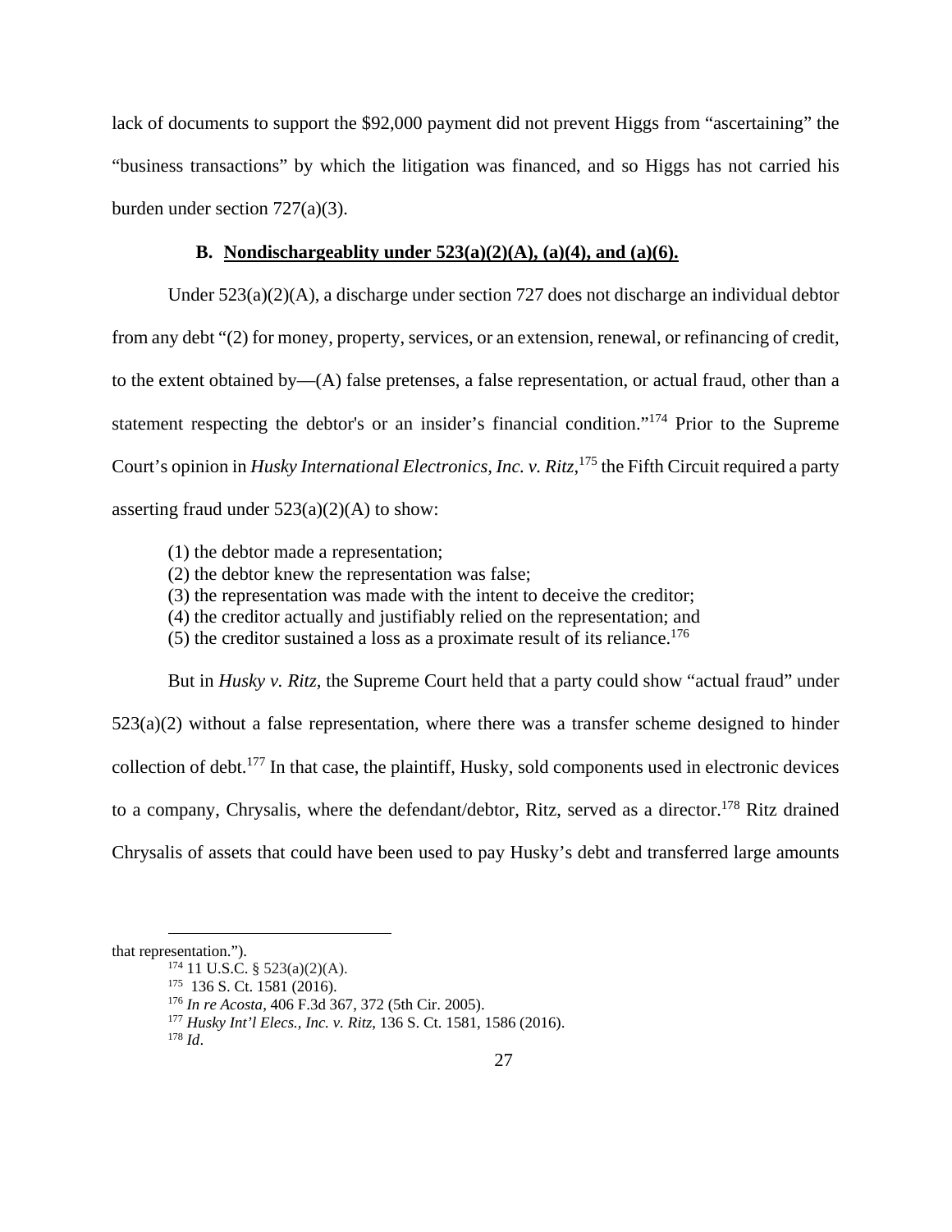lack of documents to support the $92,000 payment did not prevent Higgs from "ascertaining" the "business transactions" by which the litigation was financed, and so Higgs has not carried his burden under section 727(a)(3).

### B. Nondischargeablity under 523(a)(2)(A), (a)(4), and (a)(6).

Under 523(a)(2)(A), a discharge under section 727 does not discharge an individual debtor from any debt "(2) for money, property, services, or an extension, renewal, or refinancing of credit, to the extent obtained by—(A) false pretenses, a false representation, or actual fraud, other than a statement respecting the debtor's or an insider's financial condition."[174] Prior to the Supreme Court's opinion in *Husky International Electronics, Inc. v. Ritz*,[175] the Fifth Circuit required a party asserting fraud under 523(a)(2)(A) to show:

(1) the debtor made a representation;
(2) the debtor knew the representation was false;
(3) the representation was made with the intent to deceive the creditor;
(4) the creditor actually and justifiably relied on the representation; and
(5) the creditor sustained a loss as a proximate result of its reliance.[176]

But in *Husky v. Ritz*, the Supreme Court held that a party could show "actual fraud" under 523(a)(2) without a false representation, where there was a transfer scheme designed to hinder collection of debt.[177] In that case, the plaintiff, Husky, sold components used in electronic devices to a company, Chrysalis, where the defendant/debtor, Ritz, served as a director.[178] Ritz drained Chrysalis of assets that could have been used to pay Husky's debt and transferred large amounts

---

that representation.").

[174] 11 U.S.C. § 523(a)(2)(A).

[175] 136 S. Ct. 1581 (2016).

[176] *In re Acosta*, 406 F.3d 367, 372 (5th Cir. 2005).

[177] *Husky Int'l Elecs., Inc. v. Ritz*, 136 S. Ct. 1581, 1586 (2016).

[178] *Id*.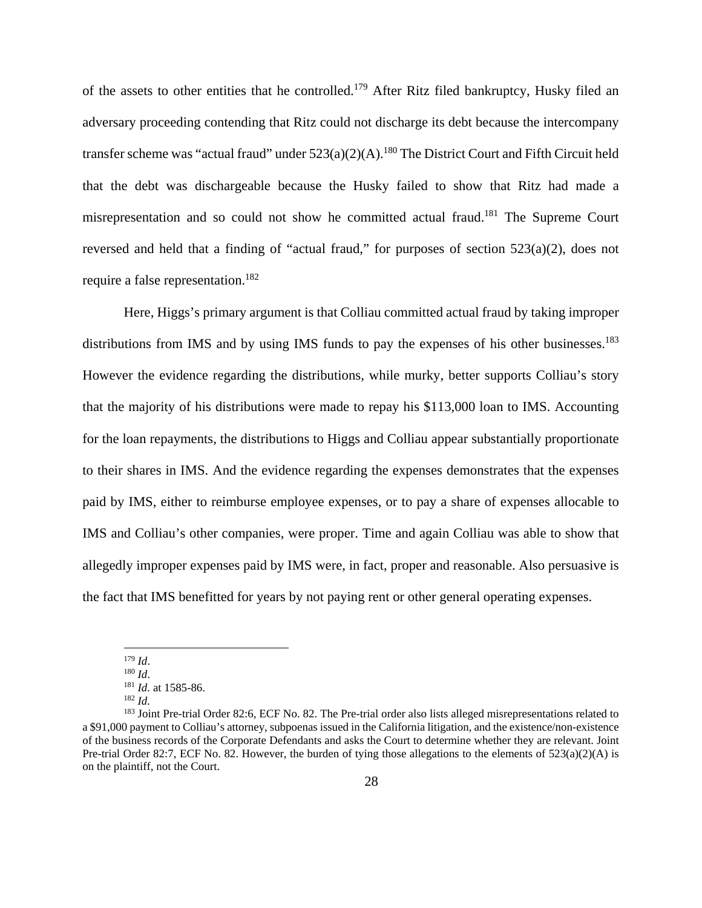of the assets to other entities that he controlled.[179] After Ritz filed bankruptcy, Husky filed an adversary proceeding contending that Ritz could not discharge its debt because the intercompany transfer scheme was "actual fraud" under 523(a)(2)(A).[180] The District Court and Fifth Circuit held that the debt was dischargeable because the Husky failed to show that Ritz had made a misrepresentation and so could not show he committed actual fraud.[181] The Supreme Court reversed and held that a finding of "actual fraud," for purposes of section 523(a)(2), does not require a false representation.[182]

Here, Higgs's primary argument is that Colliau committed actual fraud by taking improper distributions from IMS and by using IMS funds to pay the expenses of his other businesses.[183] However the evidence regarding the distributions, while murky, better supports Colliau's story that the majority of his distributions were made to repay his $113,000 loan to IMS. Accounting for the loan repayments, the distributions to Higgs and Colliau appear substantially proportionate to their shares in IMS. And the evidence regarding the expenses demonstrates that the expenses paid by IMS, either to reimburse employee expenses, or to pay a share of expenses allocable to IMS and Colliau's other companies, were proper. Time and again Colliau was able to show that allegedly improper expenses paid by IMS were, in fact, proper and reasonable. Also persuasive is the fact that IMS benefitted for years by not paying rent or other general operating expenses.

---

[179] *Id*.

[180] *Id*.

[181] *Id.* at 1585-86.

[182] *Id*.

[183] Joint Pre-trial Order 82:6, ECF No. 82. The Pre-trial order also lists alleged misrepresentations related to a $91,000 payment to Colliau's attorney, subpoenas issued in the California litigation, and the existence/non-existence of the business records of the Corporate Defendants and asks the Court to determine whether they are relevant. Joint Pre-trial Order 82:7, ECF No. 82. However, the burden of tying those allegations to the elements of 523(a)(2)(A) is on the plaintiff, not the Court.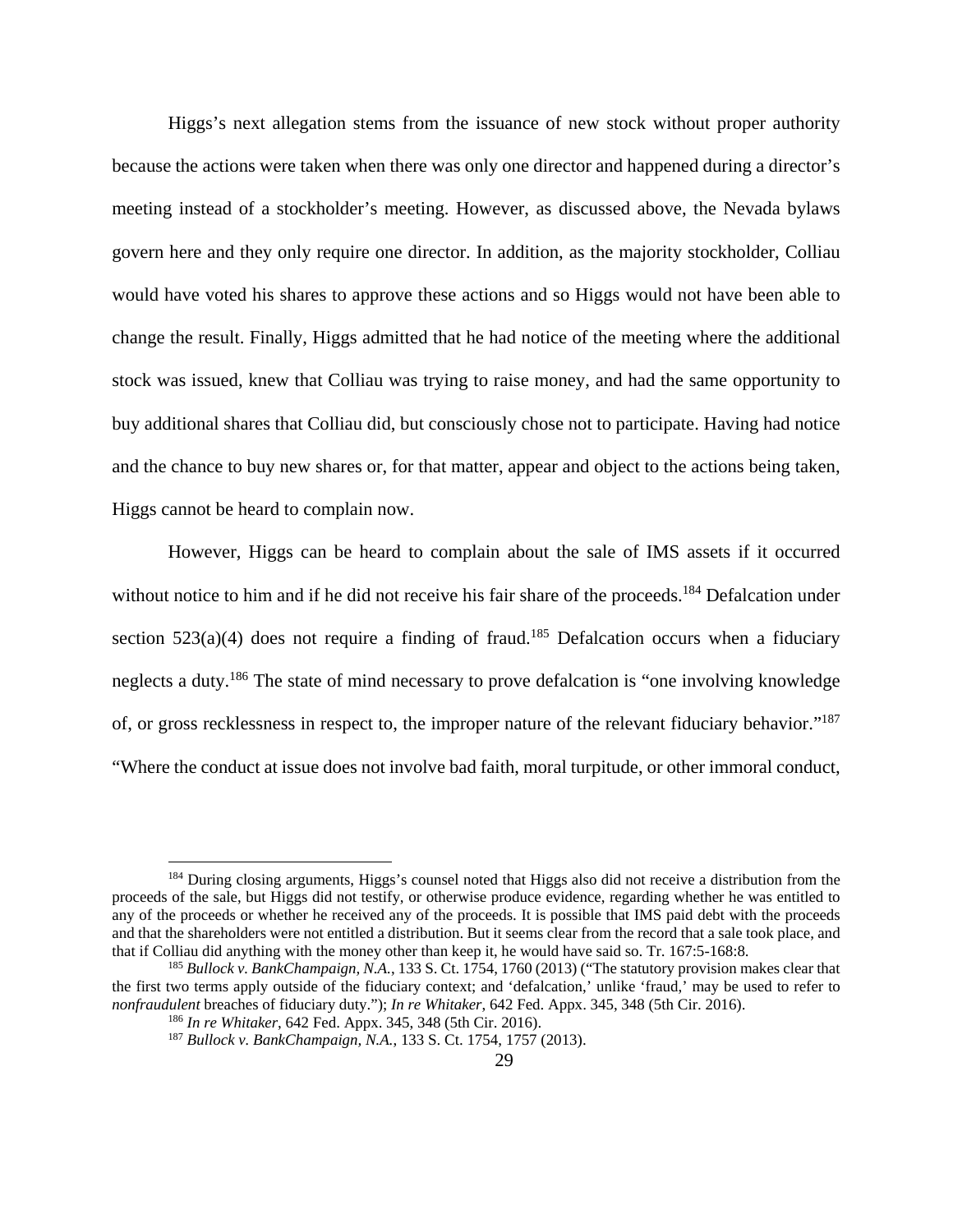Higgs's next allegation stems from the issuance of new stock without proper authority because the actions were taken when there was only one director and happened during a director's meeting instead of a stockholder's meeting. However, as discussed above, the Nevada bylaws govern here and they only require one director. In addition, as the majority stockholder, Colliau would have voted his shares to approve these actions and so Higgs would not have been able to change the result. Finally, Higgs admitted that he had notice of the meeting where the additional stock was issued, knew that Colliau was trying to raise money, and had the same opportunity to buy additional shares that Colliau did, but consciously chose not to participate. Having had notice and the chance to buy new shares or, for that matter, appear and object to the actions being taken, Higgs cannot be heard to complain now.

However, Higgs can be heard to complain about the sale of IMS assets if it occurred without notice to him and if he did not receive his fair share of the proceeds.[184] Defalcation under section 523(a)(4) does not require a finding of fraud.[185] Defalcation occurs when a fiduciary neglects a duty.[186] The state of mind necessary to prove defalcation is "one involving knowledge of, or gross recklessness in respect to, the improper nature of the relevant fiduciary behavior."[187] "Where the conduct at issue does not involve bad faith, moral turpitude, or other immoral conduct,

---

[184] During closing arguments, Higgs's counsel noted that Higgs also did not receive a distribution from the proceeds of the sale, but Higgs did not testify, or otherwise produce evidence, regarding whether he was entitled to any of the proceeds or whether he received any of the proceeds. It is possible that IMS paid debt with the proceeds and that the shareholders were not entitled a distribution. But it seems clear from the record that a sale took place, and that if Colliau did anything with the money other than keep it, he would have said so. Tr. 167:5-168:8.

[185] *Bullock v. BankChampaign, N.A.*, 133 S. Ct. 1754, 1760 (2013) ("The statutory provision makes clear that the first two terms apply outside of the fiduciary context; and 'defalcation,' unlike 'fraud,' may be used to refer to *nonfraudulent* breaches of fiduciary duty."); *In re Whitaker*, 642 Fed. Appx. 345, 348 (5th Cir. 2016).

[186] *In re Whitaker*, 642 Fed. Appx. 345, 348 (5th Cir. 2016).

[187] *Bullock v. BankChampaign, N.A.*, 133 S. Ct. 1754, 1757 (2013).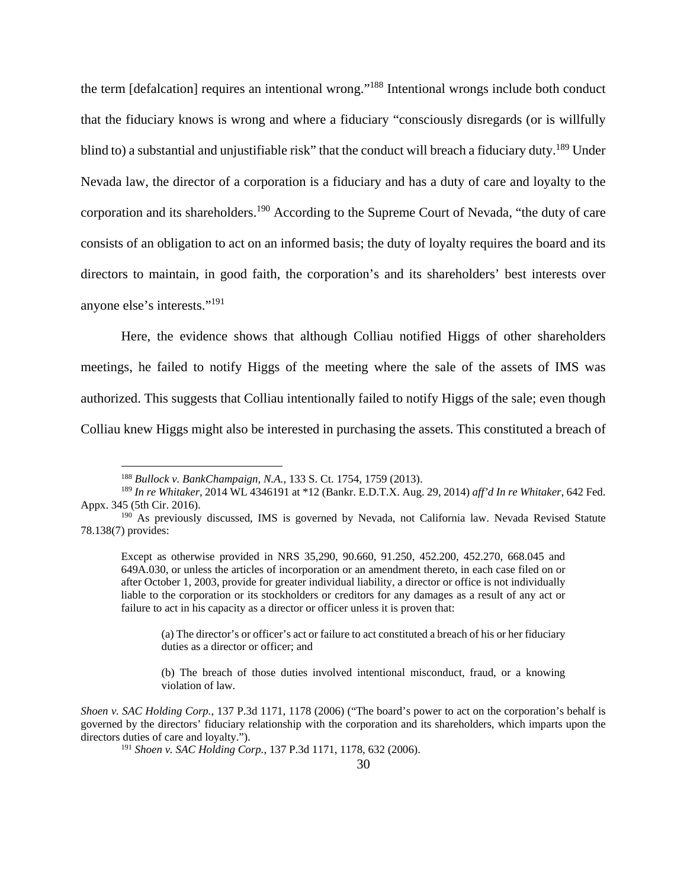the term [defalcation] requires an intentional wrong."[188] Intentional wrongs include both conduct that the fiduciary knows is wrong and where a fiduciary "consciously disregards (or is willfully blind to) a substantial and unjustifiable risk" that the conduct will breach a fiduciary duty.[189] Under Nevada law, the director of a corporation is a fiduciary and has a duty of care and loyalty to the corporation and its shareholders.[190] According to the Supreme Court of Nevada, "the duty of care consists of an obligation to act on an informed basis; the duty of loyalty requires the board and its directors to maintain, in good faith, the corporation's and its shareholders' best interests over anyone else's interests."[191]

Here, the evidence shows that although Colliau notified Higgs of other shareholders meetings, he failed to notify Higgs of the meeting where the sale of the assets of IMS was authorized. This suggests that Colliau intentionally failed to notify Higgs of the sale; even though Colliau knew Higgs might also be interested in purchasing the assets. This constituted a breach of

---

[188] *Bullock v. BankChampaign, N.A.*, 133 S. Ct. 1754, 1759 (2013).

[189] *In re Whitaker*, 2014 WL 4346191 at *12 (Bankr. E.D.T.X. Aug. 29, 2014) *aff'd In re Whitaker*, 642 Fed. Appx. 345 (5th Cir. 2016).

[190] As previously discussed, IMS is governed by Nevada, not California law. Nevada Revised Statute 78.138(7) provides:

> Except as otherwise provided in NRS 35,290, 90.660, 91.250, 452.200, 452.270, 668.045 and 649A.030, or unless the articles of incorporation or an amendment thereto, in each case filed on or after October 1, 2003, provide for greater individual liability, a director or office is not individually liable to the corporation or its stockholders or creditors for any damages as a result of any act or failure to act in his capacity as a director or officer unless it is proven that:
>
> > (a) The director's or officer's act or failure to act constituted a breach of his or her fiduciary duties as a director or officer; and
> >
> > (b) The breach of those duties involved intentional misconduct, fraud, or a knowing violation of law.

*Shoen v. SAC Holding Corp.*, 137 P.3d 1171, 1178 (2006) ("The board's power to act on the corporation's behalf is governed by the directors' fiduciary relationship with the corporation and its shareholders, which imparts upon the directors duties of care and loyalty.").

[191] *Shoen v. SAC Holding Corp.*, 137 P.3d 1171, 1178, 632 (2006).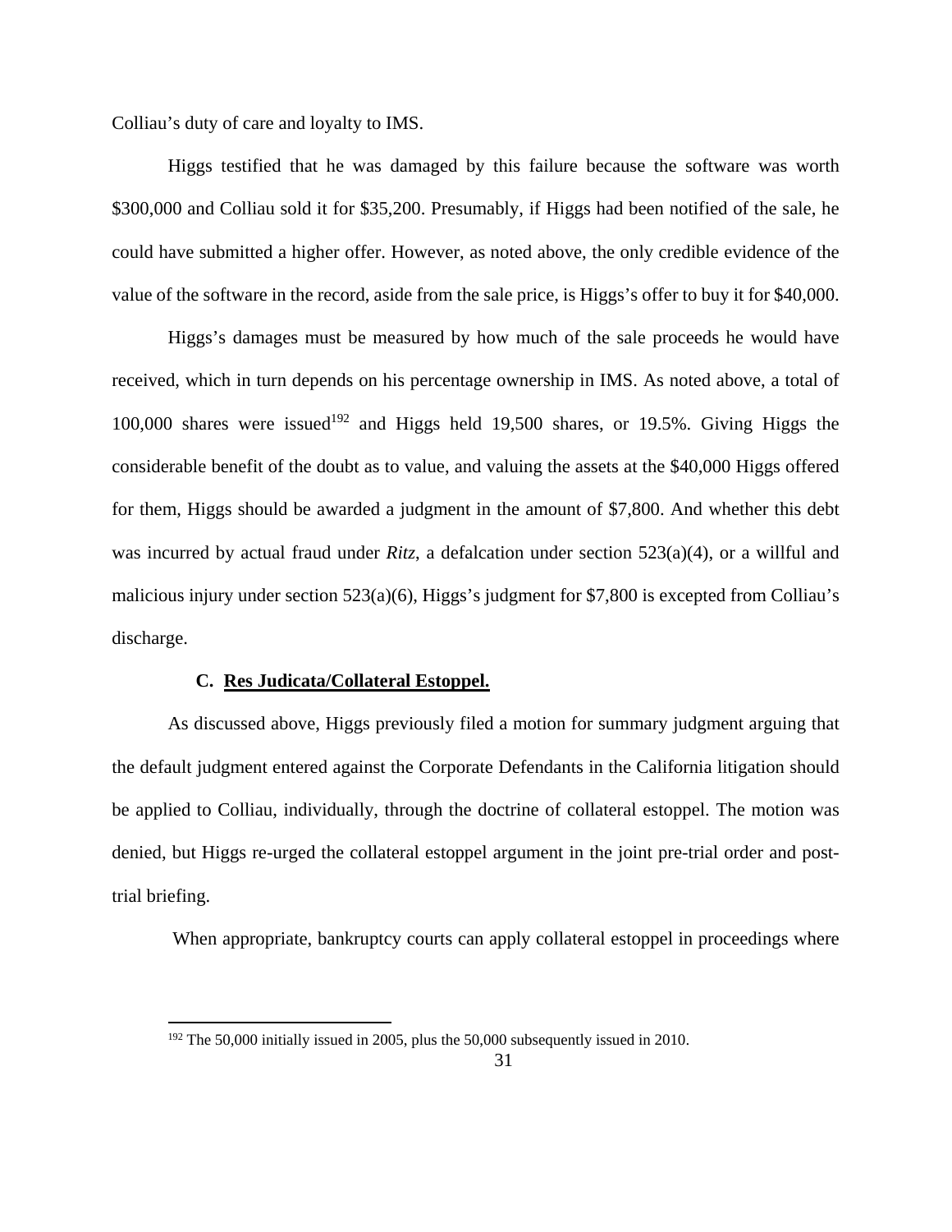Colliau's duty of care and loyalty to IMS.

Higgs testified that he was damaged by this failure because the software was worth $300,000 and Colliau sold it for $35,200. Presumably, if Higgs had been notified of the sale, he could have submitted a higher offer. However, as noted above, the only credible evidence of the value of the software in the record, aside from the sale price, is Higgs's offer to buy it for $40,000.

Higgs's damages must be measured by how much of the sale proceeds he would have received, which in turn depends on his percentage ownership in IMS. As noted above, a total of 100,000 shares were issued[192] and Higgs held 19,500 shares, or 19.5%. Giving Higgs the considerable benefit of the doubt as to value, and valuing the assets at the $40,000 Higgs offered for them, Higgs should be awarded a judgment in the amount of $7,800. And whether this debt was incurred by actual fraud under *Ritz*, a defalcation under section 523(a)(4), or a willful and malicious injury under section 523(a)(6), Higgs's judgment for $7,800 is excepted from Colliau's discharge.

### C. Res Judicata/Collateral Estoppel.

As discussed above, Higgs previously filed a motion for summary judgment arguing that the default judgment entered against the Corporate Defendants in the California litigation should be applied to Colliau, individually, through the doctrine of collateral estoppel. The motion was denied, but Higgs re-urged the collateral estoppel argument in the joint pre-trial order and post-trial briefing.

When appropriate, bankruptcy courts can apply collateral estoppel in proceedings where

[192] The 50,000 initially issued in 2005, plus the 50,000 subsequently issued in 2010.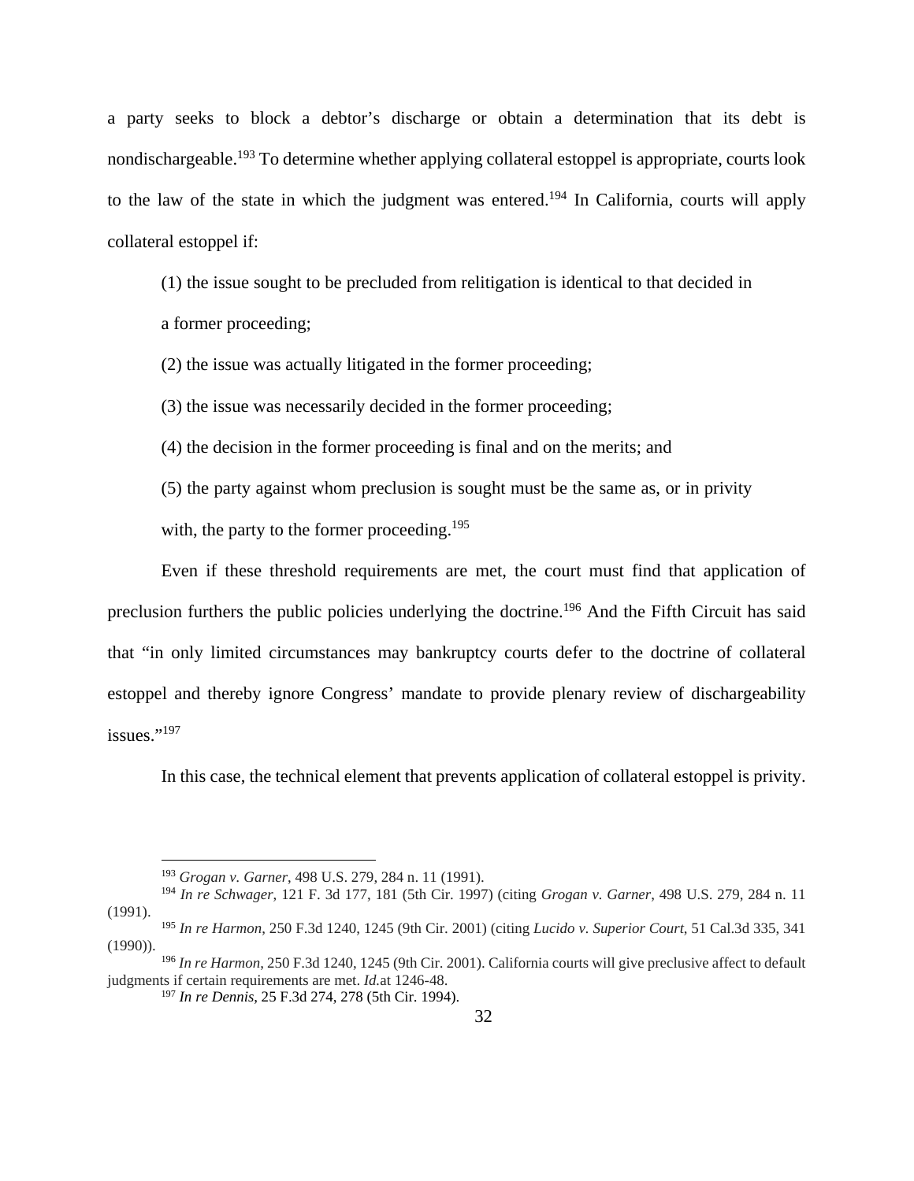a party seeks to block a debtor's discharge or obtain a determination that its debt is nondischargeable.[193] To determine whether applying collateral estoppel is appropriate, courts look to the law of the state in which the judgment was entered.[194] In California, courts will apply collateral estoppel if:

> (1) the issue sought to be precluded from relitigation is identical to that decided in a former proceeding;
>
> (2) the issue was actually litigated in the former proceeding;
>
> (3) the issue was necessarily decided in the former proceeding;
>
> (4) the decision in the former proceeding is final and on the merits; and
>
> (5) the party against whom preclusion is sought must be the same as, or in privity with, the party to the former proceeding.[195]

Even if these threshold requirements are met, the court must find that application of preclusion furthers the public policies underlying the doctrine.[196] And the Fifth Circuit has said that "in only limited circumstances may bankruptcy courts defer to the doctrine of collateral estoppel and thereby ignore Congress' mandate to provide plenary review of dischargeability issues."[197]

In this case, the technical element that prevents application of collateral estoppel is privity.

---

[193] *Grogan v. Garner*, 498 U.S. 279, 284 n. 11 (1991).

[194] *In re Schwager*, 121 F. 3d 177, 181 (5th Cir. 1997) (citing *Grogan v. Garner*, 498 U.S. 279, 284 n. 11 (1991).

[195] *In re Harmon*, 250 F.3d 1240, 1245 (9th Cir. 2001) (citing *Lucido v. Superior Court*, 51 Cal.3d 335, 341 (1990)).

[196] *In re Harmon*, 250 F.3d 1240, 1245 (9th Cir. 2001). California courts will give preclusive affect to default judgments if certain requirements are met. *Id.*at 1246-48.

[197] *In re Dennis*, 25 F.3d 274, 278 (5th Cir. 1994).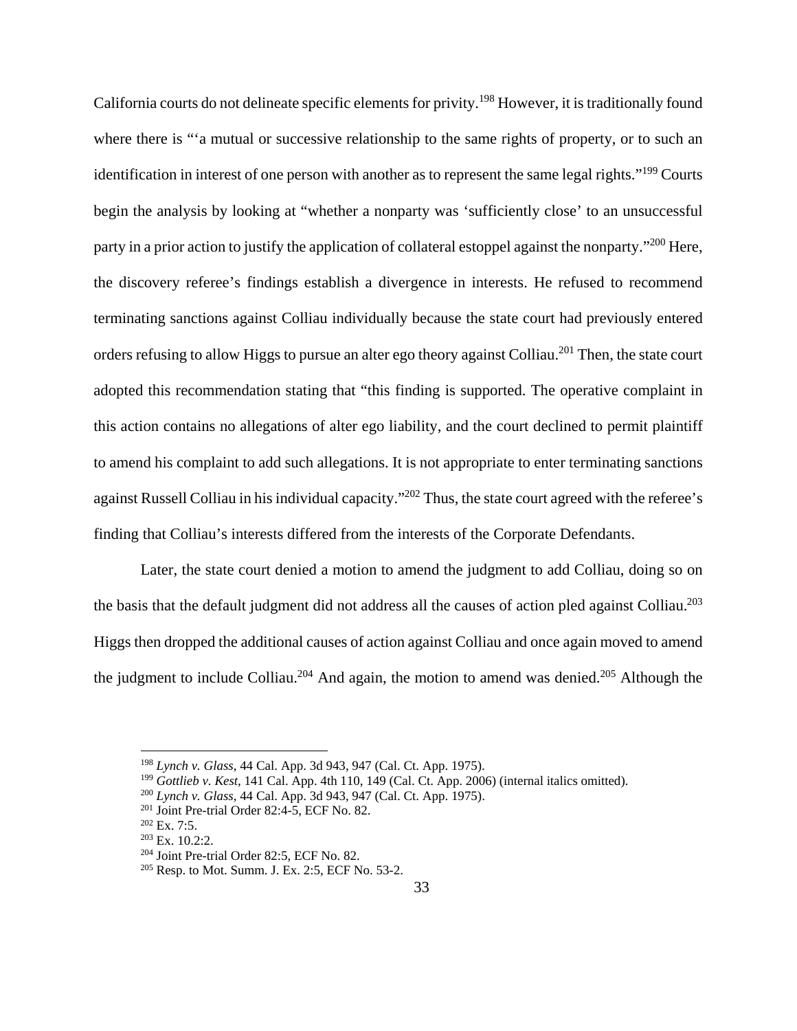California courts do not delineate specific elements for privity.[198] However, it is traditionally found where there is "'a mutual or successive relationship to the same rights of property, or to such an identification in interest of one person with another as to represent the same legal rights."[199] Courts begin the analysis by looking at "whether a nonparty was 'sufficiently close' to an unsuccessful party in a prior action to justify the application of collateral estoppel against the nonparty."[200] Here, the discovery referee's findings establish a divergence in interests. He refused to recommend terminating sanctions against Colliau individually because the state court had previously entered orders refusing to allow Higgs to pursue an alter ego theory against Colliau.[201] Then, the state court adopted this recommendation stating that "this finding is supported. The operative complaint in this action contains no allegations of alter ego liability, and the court declined to permit plaintiff to amend his complaint to add such allegations. It is not appropriate to enter terminating sanctions against Russell Colliau in his individual capacity."[202] Thus, the state court agreed with the referee's finding that Colliau's interests differed from the interests of the Corporate Defendants.

Later, the state court denied a motion to amend the judgment to add Colliau, doing so on the basis that the default judgment did not address all the causes of action pled against Colliau.[203] Higgs then dropped the additional causes of action against Colliau and once again moved to amend the judgment to include Colliau.[204] And again, the motion to amend was denied.[205] Although the

---

[198] *Lynch v. Glass*, 44 Cal. App. 3d 943, 947 (Cal. Ct. App. 1975).

[199] *Gottlieb v. Kest*, 141 Cal. App. 4th 110, 149 (Cal. Ct. App. 2006) (internal italics omitted).

[200] *Lynch v. Glass*, 44 Cal. App. 3d 943, 947 (Cal. Ct. App. 1975).

[201] Joint Pre-trial Order 82:4-5, ECF No. 82.

[202] Ex. 7:5.

[203] Ex. 10.2:2.

[204] Joint Pre-trial Order 82:5, ECF No. 82.

[205] Resp. to Mot. Summ. J. Ex. 2:5, ECF No. 53-2.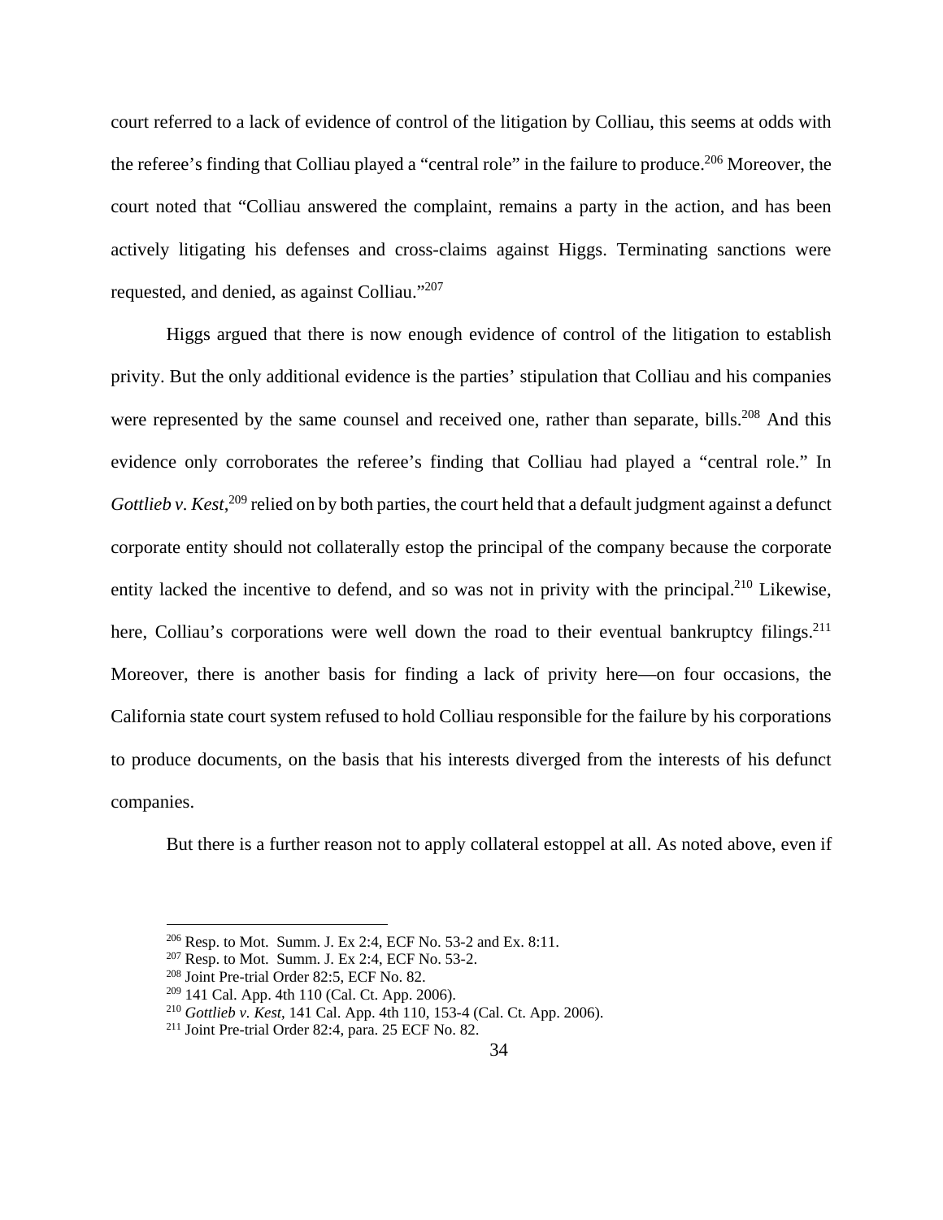court referred to a lack of evidence of control of the litigation by Colliau, this seems at odds with the referee's finding that Colliau played a "central role" in the failure to produce.[206] Moreover, the court noted that "Colliau answered the complaint, remains a party in the action, and has been actively litigating his defenses and cross-claims against Higgs. Terminating sanctions were requested, and denied, as against Colliau."[207]

Higgs argued that there is now enough evidence of control of the litigation to establish privity. But the only additional evidence is the parties' stipulation that Colliau and his companies were represented by the same counsel and received one, rather than separate, bills.[208] And this evidence only corroborates the referee's finding that Colliau had played a "central role." In *Gottlieb v. Kest*,[209] relied on by both parties, the court held that a default judgment against a defunct corporate entity should not collaterally estop the principal of the company because the corporate entity lacked the incentive to defend, and so was not in privity with the principal.[210] Likewise, here, Colliau's corporations were well down the road to their eventual bankruptcy filings.[211] Moreover, there is another basis for finding a lack of privity here—on four occasions, the California state court system refused to hold Colliau responsible for the failure by his corporations to produce documents, on the basis that his interests diverged from the interests of his defunct companies.

But there is a further reason not to apply collateral estoppel at all. As noted above, even if

[206] Resp. to Mot. Summ. J. Ex 2:4, ECF No. 53-2 and Ex. 8:11.

[207] Resp. to Mot. Summ. J. Ex 2:4, ECF No. 53-2.

[208] Joint Pre-trial Order 82:5, ECF No. 82.

[209] 141 Cal. App. 4th 110 (Cal. Ct. App. 2006).

[210] *Gottlieb v. Kest*, 141 Cal. App. 4th 110, 153-4 (Cal. Ct. App. 2006).

[211] Joint Pre-trial Order 82:4, para. 25 ECF No. 82.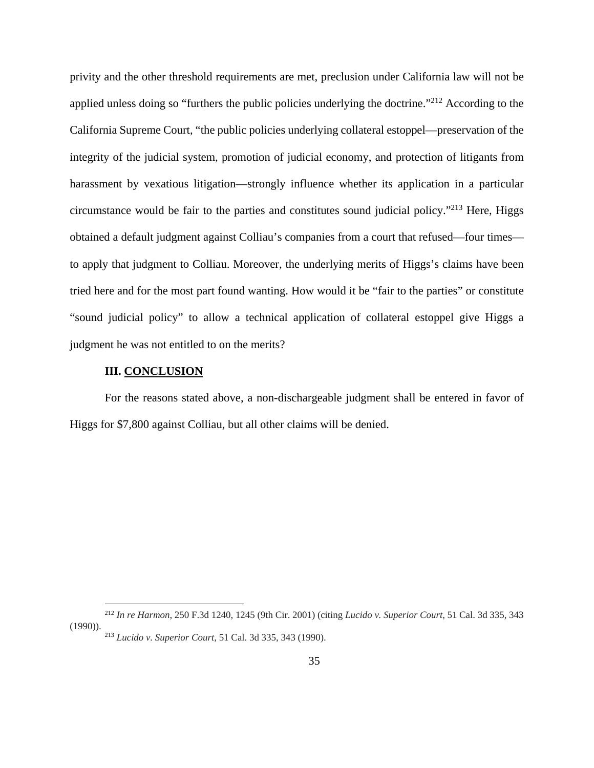privity and the other threshold requirements are met, preclusion under California law will not be applied unless doing so "furthers the public policies underlying the doctrine."[212] According to the California Supreme Court, "the public policies underlying collateral estoppel—preservation of the integrity of the judicial system, promotion of judicial economy, and protection of litigants from harassment by vexatious litigation—strongly influence whether its application in a particular circumstance would be fair to the parties and constitutes sound judicial policy."[213] Here, Higgs obtained a default judgment against Colliau's companies from a court that refused—four times—to apply that judgment to Colliau. Moreover, the underlying merits of Higgs's claims have been tried here and for the most part found wanting. How would it be "fair to the parties" or constitute "sound judicial policy" to allow a technical application of collateral estoppel give Higgs a judgment he was not entitled to on the merits?

## III. **CONCLUSION**

For the reasons stated above, a non-dischargeable judgment shall be entered in favor of Higgs for $7,800 against Colliau, but all other claims will be denied.

---

[212] *In re Harmon*, 250 F.3d 1240, 1245 (9th Cir. 2001) (citing *Lucido v. Superior Court*, 51 Cal. 3d 335, 343 (1990)).

[213] *Lucido v. Superior Court*, 51 Cal. 3d 335, 343 (1990).